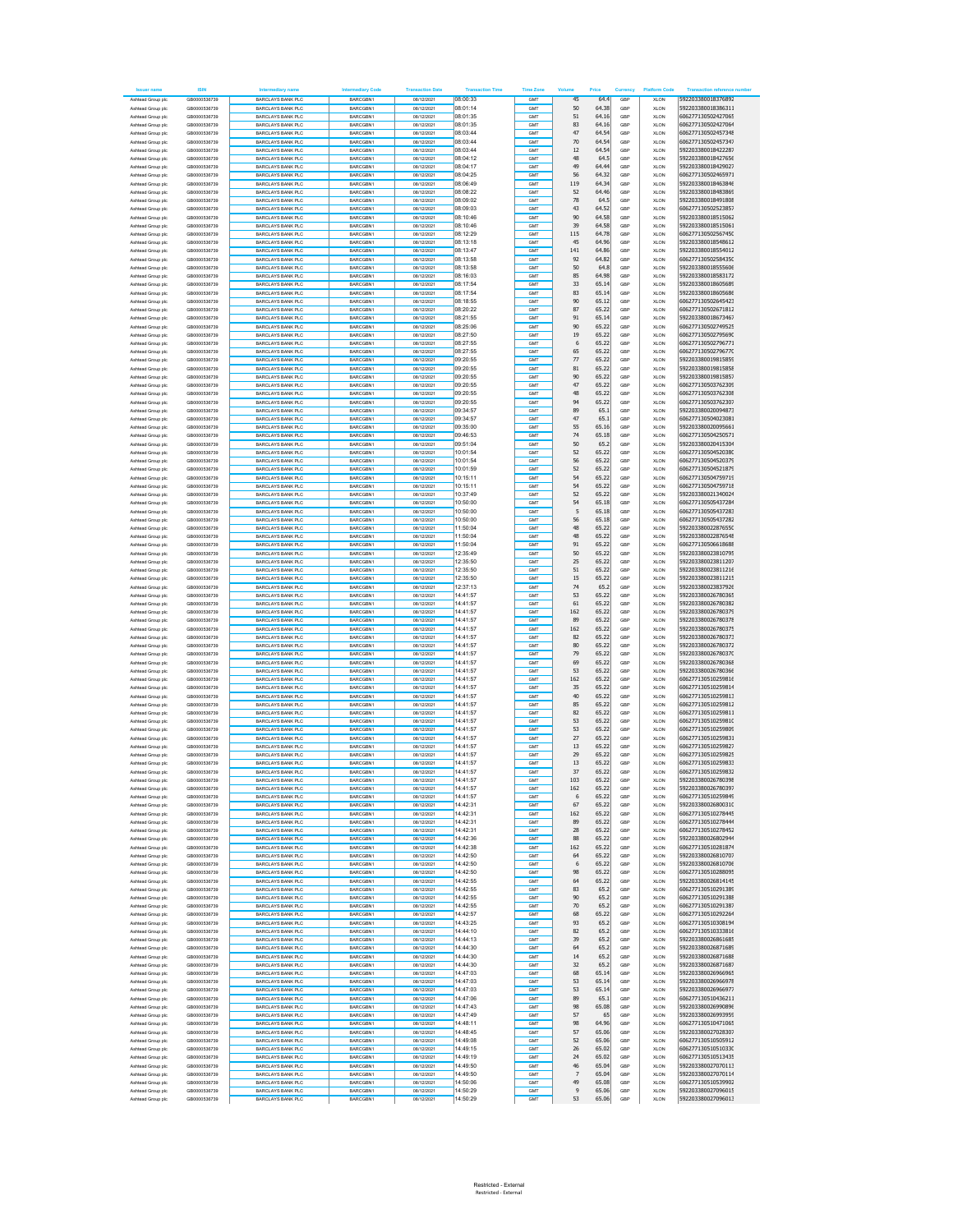| Issuer name | ISIN | Intermediary name | Intermediary Code | Transaction Date | Transaction Time | Time Zone | Volume | Price | Currency | Platform Code | Transaction reference number |
|---|---|---|---|---|---|---|---|---|---|---|---|
| Ashtead Group plc | GB0000536739 | BARCLAYS BANK PLC | BARCGBN1 | 08/12/2021 | 08:00:33 | GMT | 45 | 64.4 | GBP | XLON | 592203380018376892 |
| Ashtead Group plc | GB0000536739 | BARCLAYS BANK PLC | BARCGBN1 | 08/12/2021 | 08:01:14 | GMT | 50 | 64.38 | GBP | XLON | 592203380018386311 |
| Ashtead Group plc | GB0000536739 | BARCLAYS BANK PLC | BARCGBN1 | 08/12/2021 | 08:01:35 | GMT | 51 | 64.16 | GBP | XLON | 606277130502427065 |
| Ashtead Group plc | GB0000536739 | BARCLAYS BANK PLC | BARCGBN1 | 08/12/2021 | 08:01:35 | GMT | 83 | 64.16 | GBP | XLON | 606277130502427064 |
| Ashtead Group plc | GB0000536739 | BARCLAYS BANK PLC | BARCGBN1 | 08/12/2021 | 08:03:44 | GMT | 47 | 64.54 | GBP | XLON | 606277130502457348 |
| Ashtead Group plc | GB0000536739 | BARCLAYS BANK PLC | BARCGBN1 | 08/12/2021 | 08:03:44 | GMT | 70 | 64.54 | GBP | XLON | 606277130502457347 |
| Ashtead Group plc | GB0000536739 | BARCLAYS BANK PLC | BARCGBN1 | 08/12/2021 | 08:03:44 | GMT | 12 | 64.54 | GBP | XLON | 592203380018422287 |
| Ashtead Group plc | GB0000536739 | BARCLAYS BANK PLC | BARCGBN1 | 08/12/2021 | 08:04:12 | GMT | 48 | 64.5 | GBP | XLON | 592203380018427656 |
| Ashtead Group plc | GB0000536739 | BARCLAYS BANK PLC | BARCGBN1 | 08/12/2021 | 08:04:17 | GMT | 49 | 64.44 | GBP | XLON | 592203380018429027 |
| Ashtead Group plc | GB0000536739 | BARCLAYS BANK PLC | BARCGBN1 | 08/12/2021 | 08:04:25 | GMT | 56 | 64.32 | GBP | XLON | 606277130502465971 |
| Ashtead Group plc | GB0000536739 | BARCLAYS BANK PLC | BARCGBN1 | 08/12/2021 | 08:06:49 | GMT | 119 | 64.34 | GBP | XLON | 592203380018463846 |
| Ashtead Group plc | GB0000536739 | BARCLAYS BANK PLC | BARCGBN1 | 08/12/2021 | 08:08:22 | GMT | 52 | 64.46 | GBP | XLON | 592203380018483869 |
| Ashtead Group plc | GB0000536739 | BARCLAYS BANK PLC | BARCGBN1 | 08/12/2021 | 08:09:02 | GMT | 78 | 64.5 | GBP | XLON | 592203380018491808 |
| Ashtead Group plc | GB0000536739 | BARCLAYS BANK PLC | BARCGBN1 | 08/12/2021 | 08:09:03 | GMT | 43 | 64.52 | GBP | XLON | 606277130502523857 |
| Ashtead Group plc | GB0000536739 | BARCLAYS BANK PLC | BARCGBN1 | 08/12/2021 | 08:10:46 | GMT | 90 | 64.58 | GBP | XLON | 592203380018515062 |
| Ashtead Group plc | GB0000536739 | BARCLAYS BANK PLC | BARCGBN1 | 08/12/2021 | 08:10:46 | GMT | 39 | 64.58 | GBP | XLON | 592203380018515061 |
| Ashtead Group plc | GB0000536739 | BARCLAYS BANK PLC | BARCGBN1 | 08/12/2021 | 08:12:29 | GMT | 115 | 64.78 | GBP | XLON | 606277130502567450 |
| Ashtead Group plc | GB0000536739 | BARCLAYS BANK PLC | BARCGBN1 | 08/12/2021 | 08:13:18 | GMT | 45 | 64.96 | GBP | XLON | 592203380018548612 |
| Ashtead Group plc | GB0000536739 | BARCLAYS BANK PLC | BARCGBN1 | 08/12/2021 | 08:13:47 | GMT | 141 | 64.86 | GBP | XLON | 592203380018554012 |
| Ashtead Group plc | GB0000536739 | BARCLAYS BANK PLC | BARCGBN1 | 08/12/2021 | 08:13:58 | GMT | 92 | 64.82 | GBP | XLON | 606277130502584350 |
| Ashtead Group plc | GB0000536739 | BARCLAYS BANK PLC | BARCGBN1 | 08/12/2021 | 08:13:58 | GMT | 50 | 64.8 | GBP | XLON | 592203380018555606 |
| Ashtead Group plc | GB0000536739 | BARCLAYS BANK PLC | BARCGBN1 | 08/12/2021 | 08:16:03 | GMT | 85 | 64.98 | GBP | XLON | 592203380018583172 |
| Ashtead Group plc | GB0000536739 | BARCLAYS BANK PLC | BARCGBN1 | 08/12/2021 | 08:17:54 | GMT | 33 | 65.14 | GBP | XLON | 592203380018605689 |
| Ashtead Group plc | GB0000536739 | BARCLAYS BANK PLC | BARCGBN1 | 08/12/2021 | 08:17:54 | GMT | 83 | 65.14 | GBP | XLON | 592203380018605686 |
| Ashtead Group plc | GB0000536739 | BARCLAYS BANK PLC | BARCGBN1 | 08/12/2021 | 08:18:55 | GMT | 90 | 65.12 | GBP | XLON | 606277130502645423 |
| Ashtead Group plc | GB0000536739 | BARCLAYS BANK PLC | BARCGBN1 | 08/12/2021 | 08:20:22 | GMT | 87 | 65.22 | GBP | XLON | 606277130502671812 |
| Ashtead Group plc | GB0000536739 | BARCLAYS BANK PLC | BARCGBN1 | 08/12/2021 | 08:21:55 | GMT | 91 | 65.14 | GBP | XLON | 592203380018673467 |
| Ashtead Group plc | GB0000536739 | BARCLAYS BANK PLC | BARCGBN1 | 08/12/2021 | 08:25:06 | GMT | 90 | 65.22 | GBP | XLON | 606277130502749525 |
| Ashtead Group plc | GB0000536739 | BARCLAYS BANK PLC | BARCGBN1 | 08/12/2021 | 08:27:50 | GMT | 19 | 65.22 | GBP | XLON | 606277130502795690 |
| Ashtead Group plc | GB0000536739 | BARCLAYS BANK PLC | BARCGBN1 | 08/12/2021 | 08:27:55 | GMT | 6 | 65.22 | GBP | XLON | 606277130502796771 |
| Ashtead Group plc | GB0000536739 | BARCLAYS BANK PLC | BARCGBN1 | 08/12/2021 | 08:27:55 | GMT | 65 | 65.22 | GBP | XLON | 606277130502796770 |
| Ashtead Group plc | GB0000536739 | BARCLAYS BANK PLC | BARCGBN1 | 08/12/2021 | 09:20:55 | GMT | 77 | 65.22 | GBP | XLON | 592203380019815859 |
| Ashtead Group plc | GB0000536739 | BARCLAYS BANK PLC | BARCGBN1 | 08/12/2021 | 09:20:55 | GMT | 81 | 65.22 | GBP | XLON | 592203380019815858 |
| Ashtead Group plc | GB0000536739 | BARCLAYS BANK PLC | BARCGBN1 | 08/12/2021 | 09:20:55 | GMT | 90 | 65.22 | GBP | XLON | 592203380019815857 |
| Ashtead Group plc | GB0000536739 | BARCLAYS BANK PLC | BARCGBN1 | 08/12/2021 | 09:20:55 | GMT | 47 | 65.22 | GBP | XLON | 606277130503762309 |
| Ashtead Group plc | GB0000536739 | BARCLAYS BANK PLC | BARCGBN1 | 08/12/2021 | 09:20:55 | GMT | 48 | 65.22 | GBP | XLON | 606277130503762308 |
| Ashtead Group plc | GB0000536739 | BARCLAYS BANK PLC | BARCGBN1 | 08/12/2021 | 09:20:55 | GMT | 94 | 65.22 | GBP | XLON | 606277130503762307 |
| Ashtead Group plc | GB0000536739 | BARCLAYS BANK PLC | BARCGBN1 | 08/12/2021 | 09:34:57 | GMT | 89 | 65.1 | GBP | XLON | 592203380020094873 |
| Ashtead Group plc | GB0000536739 | BARCLAYS BANK PLC | BARCGBN1 | 08/12/2021 | 09:34:57 | GMT | 47 | 65.1 | GBP | XLON | 606277130504023081 |
| Ashtead Group plc | GB0000536739 | BARCLAYS BANK PLC | BARCGBN1 | 08/12/2021 | 09:35:00 | GMT | 55 | 65.16 | GBP | XLON | 592203380020095661 |
| Ashtead Group plc | GB0000536739 | BARCLAYS BANK PLC | BARCGBN1 | 08/12/2021 | 09:46:53 | GMT | 74 | 65.18 | GBP | XLON | 606277130504250571 |
| Ashtead Group plc | GB0000536739 | BARCLAYS BANK PLC | BARCGBN1 | 08/12/2021 | 09:51:04 | GMT | 50 | 65.2 | GBP | XLON | 592203380020415304 |
| Ashtead Group plc | GB0000536739 | BARCLAYS BANK PLC | BARCGBN1 | 08/12/2021 | 10:01:54 | GMT | 52 | 65.22 | GBP | XLON | 606277130504520380 |
| Ashtead Group plc | GB0000536739 | BARCLAYS BANK PLC | BARCGBN1 | 08/12/2021 | 10:01:54 | GMT | 56 | 65.22 | GBP | XLON | 606277130504520379 |
| Ashtead Group plc | GB0000536739 | BARCLAYS BANK PLC | BARCGBN1 | 08/12/2021 | 10:01:59 | GMT | 52 | 65.22 | GBP | XLON | 606277130504521879 |
| Ashtead Group plc | GB0000536739 | BARCLAYS BANK PLC | BARCGBN1 | 08/12/2021 | 10:15:11 | GMT | 54 | 65.22 | GBP | XLON | 606277130504759719 |
| Ashtead Group plc | GB0000536739 | BARCLAYS BANK PLC | BARCGBN1 | 08/12/2021 | 10:15:11 | GMT | 54 | 65.22 | GBP | XLON | 606277130504759718 |
| Ashtead Group plc | GB0000536739 | BARCLAYS BANK PLC | BARCGBN1 | 08/12/2021 | 10:37:49 | GMT | 52 | 65.22 | GBP | XLON | 592203380021340024 |
| Ashtead Group plc | GB0000536739 | BARCLAYS BANK PLC | BARCGBN1 | 08/12/2021 | 10:50:00 | GMT | 54 | 65.18 | GBP | XLON | 606277130505437284 |
| Ashtead Group plc | GB0000536739 | BARCLAYS BANK PLC | BARCGBN1 | 08/12/2021 | 10:50:00 | GMT | 5 | 65.18 | GBP | XLON | 606277130505437283 |
| Ashtead Group plc | GB0000536739 | BARCLAYS BANK PLC | BARCGBN1 | 08/12/2021 | 10:50:00 | GMT | 56 | 65.18 | GBP | XLON | 606277130505437282 |
| Ashtead Group plc | GB0000536739 | BARCLAYS BANK PLC | BARCGBN1 | 08/12/2021 | 11:50:04 | GMT | 48 | 65.22 | GBP | XLON | 592203380022876550 |
| Ashtead Group plc | GB0000536739 | BARCLAYS BANK PLC | BARCGBN1 | 08/12/2021 | 11:50:04 | GMT | 48 | 65.22 | GBP | XLON | 592203380022876548 |
| Ashtead Group plc | GB0000536739 | BARCLAYS BANK PLC | BARCGBN1 | 08/12/2021 | 11:50:04 | GMT | 91 | 65.22 | GBP | XLON | 606277130506618688 |
| Ashtead Group plc | GB0000536739 | BARCLAYS BANK PLC | BARCGBN1 | 08/12/2021 | 12:35:49 | GMT | 50 | 65.22 | GBP | XLON | 592203380023810795 |
| Ashtead Group plc | GB0000536739 | BARCLAYS BANK PLC | BARCGBN1 | 08/12/2021 | 12:35:50 | GMT | 25 | 65.22 | GBP | XLON | 592203380023811207 |
| Ashtead Group plc | GB0000536739 | BARCLAYS BANK PLC | BARCGBN1 | 08/12/2021 | 12:35:50 | GMT | 51 | 65.22 | GBP | XLON | 592203380023811216 |
| Ashtead Group plc | GB0000536739 | BARCLAYS BANK PLC | BARCGBN1 | 08/12/2021 | 12:35:50 | GMT | 15 | 65.22 | GBP | XLON | 592203380023811215 |
| Ashtead Group plc | GB0000536739 | BARCLAYS BANK PLC | BARCGBN1 | 08/12/2021 | 12:37:13 | GMT | 74 | 65.2 | GBP | XLON | 592203380023837926 |
| Ashtead Group plc | GB0000536739 | BARCLAYS BANK PLC | BARCGBN1 | 08/12/2021 | 14:41:57 | GMT | 53 | 65.22 | GBP | XLON | 592203380026780369 |
| Ashtead Group plc | GB0000536739 | BARCLAYS BANK PLC | BARCGBN1 | 08/12/2021 | 14:41:57 | GMT | 61 | 65.22 | GBP | XLON | 592203380026780382 |
| Ashtead Group plc | GB0000536739 | BARCLAYS BANK PLC | BARCGBN1 | 08/12/2021 | 14:41:57 | GMT | 162 | 65.22 | GBP | XLON | 592203380026780379 |
| Ashtead Group plc | GB0000536739 | BARCLAYS BANK PLC | BARCGBN1 | 08/12/2021 | 14:41:57 | GMT | 89 | 65.22 | GBP | XLON | 592203380026780378 |
| Ashtead Group plc | GB0000536739 | BARCLAYS BANK PLC | BARCGBN1 | 08/12/2021 | 14:41:57 | GMT | 162 | 65.22 | GBP | XLON | 592203380026780375 |
| Ashtead Group plc | GB0000536739 | BARCLAYS BANK PLC | BARCGBN1 | 08/12/2021 | 14:41:57 | GMT | 82 | 65.22 | GBP | XLON | 592203380026780373 |
| Ashtead Group plc | GB0000536739 | BARCLAYS BANK PLC | BARCGBN1 | 08/12/2021 | 14:41:57 | GMT | 80 | 65.22 | GBP | XLON | 592203380026780372 |
| Ashtead Group plc | GB0000536739 | BARCLAYS BANK PLC | BARCGBN1 | 08/12/2021 | 14:41:57 | GMT | 79 | 65.22 | GBP | XLON | 592203380026780370 |
| Ashtead Group plc | GB0000536739 | BARCLAYS BANK PLC | BARCGBN1 | 08/12/2021 | 14:41:57 | GMT | 69 | 65.22 | GBP | XLON | 592203380026780368 |
| Ashtead Group plc | GB0000536739 | BARCLAYS BANK PLC | BARCGBN1 | 08/12/2021 | 14:41:57 | GMT | 53 | 65.22 | GBP | XLON | 592203380026780366 |
| Ashtead Group plc | GB0000536739 | BARCLAYS BANK PLC | BARCGBN1 | 08/12/2021 | 14:41:57 | GMT | 162 | 65.22 | GBP | XLON | 606277130510259816 |
| Ashtead Group plc | GB0000536739 | BARCLAYS BANK PLC | BARCGBN1 | 08/12/2021 | 14:41:57 | GMT | 35 | 65.22 | GBP | XLON | 606277130510259814 |
| Ashtead Group plc | GB0000536739 | BARCLAYS BANK PLC | BARCGBN1 | 08/12/2021 | 14:41:57 | GMT | 40 | 65.22 | GBP | XLON | 606277130510259813 |
| Ashtead Group plc | GB0000536739 | BARCLAYS BANK PLC | BARCGBN1 | 08/12/2021 | 14:41:57 | GMT | 85 | 65.22 | GBP | XLON | 606277130510259812 |
| Ashtead Group plc | GB0000536739 | BARCLAYS BANK PLC | BARCGBN1 | 08/12/2021 | 14:41:57 | GMT | 82 | 65.22 | GBP | XLON | 606277130510259811 |
| Ashtead Group plc | GB0000536739 | BARCLAYS BANK PLC | BARCGBN1 | 08/12/2021 | 14:41:57 | GMT | 53 | 65.22 | GBP | XLON | 606277130510259810 |
| Ashtead Group plc | GB0000536739 | BARCLAYS BANK PLC | BARCGBN1 | 08/12/2021 | 14:41:57 | GMT | 53 | 65.22 | GBP | XLON | 606277130510259809 |
| Ashtead Group plc | GB0000536739 | BARCLAYS BANK PLC | BARCGBN1 | 08/12/2021 | 14:41:57 | GMT | 27 | 65.22 | GBP | XLON | 606277130510259831 |
| Ashtead Group plc | GB0000536739 | BARCLAYS BANK PLC | BARCGBN1 | 08/12/2021 | 14:41:57 | GMT | 13 | 65.22 | GBP | XLON | 606277130510259827 |
| Ashtead Group plc | GB0000536739 | BARCLAYS BANK PLC | BARCGBN1 | 08/12/2021 | 14:41:57 | GMT | 29 | 65.22 | GBP | XLON | 606277130510259825 |
| Ashtead Group plc | GB0000536739 | BARCLAYS BANK PLC | BARCGBN1 | 08/12/2021 | 14:41:57 | GMT | 13 | 65.22 | GBP | XLON | 606277130510259833 |
| Ashtead Group plc | GB0000536739 | BARCLAYS BANK PLC | BARCGBN1 | 08/12/2021 | 14:41:57 | GMT | 37 | 65.22 | GBP | XLON | 606277130510259832 |
| Ashtead Group plc | GB0000536739 | BARCLAYS BANK PLC | BARCGBN1 | 08/12/2021 | 14:41:57 | GMT | 103 | 65.22 | GBP | XLON | 592203380026780398 |
| Ashtead Group plc | GB0000536739 | BARCLAYS BANK PLC | BARCGBN1 | 08/12/2021 | 14:41:57 | GMT | 162 | 65.22 | GBP | XLON | 592203380026780397 |
| Ashtead Group plc | GB0000536739 | BARCLAYS BANK PLC | BARCGBN1 | 08/12/2021 | 14:41:57 | GMT | 6 | 65.22 | GBP | XLON | 606277130510259849 |
| Ashtead Group plc | GB0000536739 | BARCLAYS BANK PLC | BARCGBN1 | 08/12/2021 | 14:42:31 | GMT | 67 | 65.22 | GBP | XLON | 592203380026800310 |
| Ashtead Group plc | GB0000536739 | BARCLAYS BANK PLC | BARCGBN1 | 08/12/2021 | 14:42:31 | GMT | 162 | 65.22 | GBP | XLON | 606277130510278449 |
| Ashtead Group plc | GB0000536739 | BARCLAYS BANK PLC | BARCGBN1 | 08/12/2021 | 14:42:31 | GMT | 89 | 65.22 | GBP | XLON | 606277130510278444 |
| Ashtead Group plc | GB0000536739 | BARCLAYS BANK PLC | BARCGBN1 | 08/12/2021 | 14:42:31 | GMT | 28 | 65.22 | GBP | XLON | 606277130510278452 |
| Ashtead Group plc | GB0000536739 | BARCLAYS BANK PLC | BARCGBN1 | 08/12/2021 | 14:42:36 | GMT | 88 | 65.22 | GBP | XLON | 592203380026802944 |
| Ashtead Group plc | GB0000536739 | BARCLAYS BANK PLC | BARCGBN1 | 08/12/2021 | 14:42:38 | GMT | 162 | 65.22 | GBP | XLON | 606277130510281874 |
| Ashtead Group plc | GB0000536739 | BARCLAYS BANK PLC | BARCGBN1 | 08/12/2021 | 14:42:50 | GMT | 64 | 65.22 | GBP | XLON | 592203380026810707 |
| Ashtead Group plc | GB0000536739 | BARCLAYS BANK PLC | BARCGBN1 | 08/12/2021 | 14:42:50 | GMT | 6 | 65.22 | GBP | XLON | 592203380026810706 |
| Ashtead Group plc | GB0000536739 | BARCLAYS BANK PLC | BARCGBN1 | 08/12/2021 | 14:42:50 | GMT | 98 | 65.22 | GBP | XLON | 606277130510288095 |
| Ashtead Group plc | GB0000536739 | BARCLAYS BANK PLC | BARCGBN1 | 08/12/2021 | 14:42:55 | GMT | 64 | 65.22 | GBP | XLON | 592203380026814145 |
| Ashtead Group plc | GB0000536739 | BARCLAYS BANK PLC | BARCGBN1 | 08/12/2021 | 14:42:55 | GMT | 83 | 65.2 | GBP | XLON | 606277130510291389 |
| Ashtead Group plc | GB0000536739 | BARCLAYS BANK PLC | BARCGBN1 | 08/12/2021 | 14:42:55 | GMT | 90 | 65.2 | GBP | XLON | 606277130510291388 |
| Ashtead Group plc | GB0000536739 | BARCLAYS BANK PLC | BARCGBN1 | 08/12/2021 | 14:42:55 | GMT | 70 | 65.2 | GBP | XLON | 606277130510291387 |
| Ashtead Group plc | GB0000536739 | BARCLAYS BANK PLC | BARCGBN1 | 08/12/2021 | 14:42:57 | GMT | 68 | 65.22 | GBP | XLON | 606277130510292264 |
| Ashtead Group plc | GB0000536739 | BARCLAYS BANK PLC | BARCGBN1 | 08/12/2021 | 14:43:25 | GMT | 93 | 65.2 | GBP | XLON | 606277130510308194 |
| Ashtead Group plc | GB0000536739 | BARCLAYS BANK PLC | BARCGBN1 | 08/12/2021 | 14:44:10 | GMT | 82 | 65.2 | GBP | XLON | 606277130510333816 |
| Ashtead Group plc | GB0000536739 | BARCLAYS BANK PLC | BARCGBN1 | 08/12/2021 | 14:44:13 | GMT | 39 | 65.2 | GBP | XLON | 592203380026861685 |
| Ashtead Group plc | GB0000536739 | BARCLAYS BANK PLC | BARCGBN1 | 08/12/2021 | 14:44:30 | GMT | 64 | 65.2 | GBP | XLON | 592203380026871689 |
| Ashtead Group plc | GB0000536739 | BARCLAYS BANK PLC | BARCGBN1 | 08/12/2021 | 14:44:30 | GMT | 14 | 65.2 | GBP | XLON | 592203380026871688 |
| Ashtead Group plc | GB0000536739 | BARCLAYS BANK PLC | BARCGBN1 | 08/12/2021 | 14:44:30 | GMT | 32 | 65.2 | GBP | XLON | 592203380026871687 |
| Ashtead Group plc | GB0000536739 | BARCLAYS BANK PLC | BARCGBN1 | 08/12/2021 | 14:47:03 | GMT | 68 | 65.14 | GBP | XLON | 592203380026966965 |
| Ashtead Group plc | GB0000536739 | BARCLAYS BANK PLC | BARCGBN1 | 08/12/2021 | 14:47:03 | GMT | 53 | 65.14 | GBP | XLON | 592203380026966978 |
| Ashtead Group plc | GB0000536739 | BARCLAYS BANK PLC | BARCGBN1 | 08/12/2021 | 14:47:03 | GMT | 53 | 65.14 | GBP | XLON | 592203380026966977 |
| Ashtead Group plc | GB0000536739 | BARCLAYS BANK PLC | BARCGBN1 | 08/12/2021 | 14:47:06 | GMT | 89 | 65.1 | GBP | XLON | 606277130510436211 |
| Ashtead Group plc | GB0000536739 | BARCLAYS BANK PLC | BARCGBN1 | 08/12/2021 | 14:47:43 | GMT | 98 | 65.08 | GBP | XLON | 592203380026990896 |
| Ashtead Group plc | GB0000536739 | BARCLAYS BANK PLC | BARCGBN1 | 08/12/2021 | 14:47:49 | GMT | 57 | 65 | GBP | XLON | 592203380026993959 |
| Ashtead Group plc | GB0000536739 | BARCLAYS BANK PLC | BARCGBN1 | 08/12/2021 | 14:48:11 | GMT | 98 | 64.96 | GBP | XLON | 606277130510471065 |
| Ashtead Group plc | GB0000536739 | BARCLAYS BANK PLC | BARCGBN1 | 08/12/2021 | 14:48:45 | GMT | 57 | 65.06 | GBP | XLON | 592203380027028307 |
| Ashtead Group plc | GB0000536739 | BARCLAYS BANK PLC | BARCGBN1 | 08/12/2021 | 14:49:08 | GMT | 52 | 65.06 | GBP | XLON | 606277130510505912 |
| Ashtead Group plc | GB0000536739 | BARCLAYS BANK PLC | BARCGBN1 | 08/12/2021 | 14:49:15 | GMT | 26 | 65.02 | GBP | XLON | 606277130510510330 |
| Ashtead Group plc | GB0000536739 | BARCLAYS BANK PLC | BARCGBN1 | 08/12/2021 | 14:49:19 | GMT | 24 | 65.02 | GBP | XLON | 606277130510513435 |
| Ashtead Group plc | GB0000536739 | BARCLAYS BANK PLC | BARCGBN1 | 08/12/2021 | 14:49:50 | GMT | 46 | 65.04 | GBP | XLON | 592203380027070113 |
| Ashtead Group plc | GB0000536739 | BARCLAYS BANK PLC | BARCGBN1 | 08/12/2021 | 14:49:50 | GMT | 7 | 65.04 | GBP | XLON | 592203380027070114 |
| Ashtead Group plc | GB0000536739 | BARCLAYS BANK PLC | BARCGBN1 | 08/12/2021 | 14:50:06 | GMT | 49 | 65.08 | GBP | XLON | 606277130510539902 |
| Ashtead Group plc | GB0000536739 | BARCLAYS BANK PLC | BARCGBN1 | 08/12/2021 | 14:50:29 | GMT | 9 | 65.06 | GBP | XLON | 592203380027096015 |
| Ashtead Group plc | GB0000536739 | BARCLAYS BANK PLC | BARCGBN1 | 08/12/2021 | 14:50:29 | GMT | 53 | 65.06 | GBP | XLON | 592203380027096013 |

Restricted - External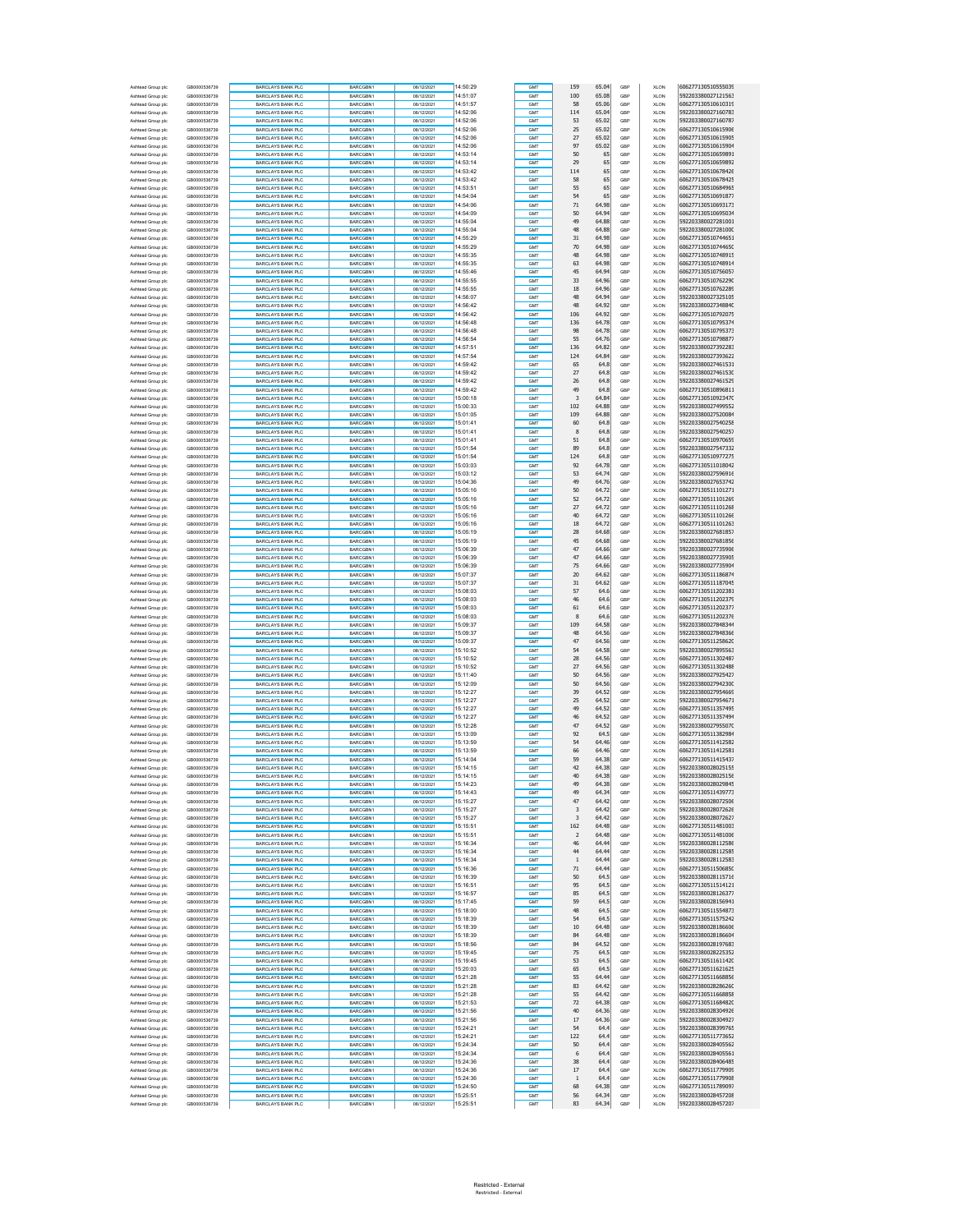| | | | | | | | | | | | |
|---|---|---|---|---|---|---|---|---|---|---|---|
| Ashtead Group plc | GB0000536739 | BARCLAYS BANK PLC | BARCGBN1 | 08/12/2021 | 14:50:29 | GMT | 159 | 65.04 | GBP | XLON | 606277130510555039 |
| Ashtead Group plc | GB0000536739 | BARCLAYS BANK PLC | BARCGBN1 | 08/12/2021 | 14:51:07 | GMT | 100 | 65.08 | GBP | XLON | 592203380027121563 |
| Ashtead Group plc | GB0000536739 | BARCLAYS BANK PLC | BARCGBN1 | 08/12/2021 | 14:51:57 | GMT | 58 | 65.06 | GBP | XLON | 606277130510610319 |
| Ashtead Group plc | GB0000536739 | BARCLAYS BANK PLC | BARCGBN1 | 08/12/2021 | 14:52:06 | GMT | 114 | 65.04 | GBP | XLON | 592203380027160783 |
| Ashtead Group plc | GB0000536739 | BARCLAYS BANK PLC | BARCGBN1 | 08/12/2021 | 14:52:06 | GMT | 53 | 65.02 | GBP | XLON | 592203380027160787 |
| Ashtead Group plc | GB0000536739 | BARCLAYS BANK PLC | BARCGBN1 | 08/12/2021 | 14:52:06 | GMT | 25 | 65.02 | GBP | XLON | 606277130510615906 |
| Ashtead Group plc | GB0000536739 | BARCLAYS BANK PLC | BARCGBN1 | 08/12/2021 | 14:52:06 | GMT | 27 | 65.02 | GBP | XLON | 606277130510615905 |
| Ashtead Group plc | GB0000536739 | BARCLAYS BANK PLC | BARCGBN1 | 08/12/2021 | 14:52:06 | GMT | 97 | 65.02 | GBP | XLON | 606277130510615904 |
| Ashtead Group plc | GB0000536739 | BARCLAYS BANK PLC | BARCGBN1 | 08/12/2021 | 14:53:14 | GMT | 50 | 65 | GBP | XLON | 606277130510659891 |
| Ashtead Group plc | GB0000536739 | BARCLAYS BANK PLC | BARCGBN1 | 08/12/2021 | 14:53:14 | GMT | 29 | 65 | GBP | XLON | 606277130510659892 |
| Ashtead Group plc | GB0000536739 | BARCLAYS BANK PLC | BARCGBN1 | 08/12/2021 | 14:53:42 | GMT | 114 | 65 | GBP | XLON | 606277130510678426 |
| Ashtead Group plc | GB0000536739 | BARCLAYS BANK PLC | BARCGBN1 | 08/12/2021 | 14:53:42 | GMT | 58 | 65 | GBP | XLON | 606277130510678425 |
| Ashtead Group plc | GB0000536739 | BARCLAYS BANK PLC | BARCGBN1 | 08/12/2021 | 14:53:51 | GMT | 55 | 65 | GBP | XLON | 606277130510684965 |
| Ashtead Group plc | GB0000536739 | BARCLAYS BANK PLC | BARCGBN1 | 08/12/2021 | 14:54:04 | GMT | 54 | 65 | GBP | XLON | 606277130510691877 |
| Ashtead Group plc | GB0000536739 | BARCLAYS BANK PLC | BARCGBN1 | 08/12/2021 | 14:54:06 | GMT | 71 | 64.98 | GBP | XLON | 606277130510693173 |
| Ashtead Group plc | GB0000536739 | BARCLAYS BANK PLC | BARCGBN1 | 08/12/2021 | 14:54:09 | GMT | 50 | 64.94 | GBP | XLON | 606277130510695034 |
| Ashtead Group plc | GB0000536739 | BARCLAYS BANK PLC | BARCGBN1 | 08/12/2021 | 14:55:04 | GMT | 49 | 64.88 | GBP | XLON | 592203380027281001 |
| Ashtead Group plc | GB0000536739 | BARCLAYS BANK PLC | BARCGBN1 | 08/12/2021 | 14:55:04 | GMT | 48 | 64.88 | GBP | XLON | 592203380027281000 |
| Ashtead Group plc | GB0000536739 | BARCLAYS BANK PLC | BARCGBN1 | 08/12/2021 | 14:55:29 | GMT | 31 | 64.98 | GBP | XLON | 606277130510744651 |
| Ashtead Group plc | GB0000536739 | BARCLAYS BANK PLC | BARCGBN1 | 08/12/2021 | 14:55:29 | GMT | 70 | 64.98 | GBP | XLON | 606277130510744650 |
| Ashtead Group plc | GB0000536739 | BARCLAYS BANK PLC | BARCGBN1 | 08/12/2021 | 14:55:35 | GMT | 48 | 64.98 | GBP | XLON | 606277130510748915 |
| Ashtead Group plc | GB0000536739 | BARCLAYS BANK PLC | BARCGBN1 | 08/12/2021 | 14:55:35 | GMT | 63 | 64.98 | GBP | XLON | 606277130510748914 |
| Ashtead Group plc | GB0000536739 | BARCLAYS BANK PLC | BARCGBN1 | 08/12/2021 | 14:55:46 | GMT | 45 | 64.94 | GBP | XLON | 606277130510756057 |
| Ashtead Group plc | GB0000536739 | BARCLAYS BANK PLC | BARCGBN1 | 08/12/2021 | 14:55:55 | GMT | 33 | 64.96 | GBP | XLON | 606277130510762290 |
| Ashtead Group plc | GB0000536739 | BARCLAYS BANK PLC | BARCGBN1 | 08/12/2021 | 14:55:55 | GMT | 18 | 64.96 | GBP | XLON | 606277130510762289 |
| Ashtead Group plc | GB0000536739 | BARCLAYS BANK PLC | BARCGBN1 | 08/12/2021 | 14:56:07 | GMT | 48 | 64.94 | GBP | XLON | 592203380027325105 |
| Ashtead Group plc | GB0000536739 | BARCLAYS BANK PLC | BARCGBN1 | 08/12/2021 | 14:56:42 | GMT | 48 | 64.92 | GBP | XLON | 592203380027348840 |
| Ashtead Group plc | GB0000536739 | BARCLAYS BANK PLC | BARCGBN1 | 08/12/2021 | 14:56:42 | GMT | 106 | 64.92 | GBP | XLON | 606277130510792075 |
| Ashtead Group plc | GB0000536739 | BARCLAYS BANK PLC | BARCGBN1 | 08/12/2021 | 14:56:48 | GMT | 136 | 64.78 | GBP | XLON | 606277130510795374 |
| Ashtead Group plc | GB0000536739 | BARCLAYS BANK PLC | BARCGBN1 | 08/12/2021 | 14:56:48 | GMT | 98 | 64.78 | GBP | XLON | 606277130510795373 |
| Ashtead Group plc | GB0000536739 | BARCLAYS BANK PLC | BARCGBN1 | 08/12/2021 | 14:56:54 | GMT | 55 | 64.76 | GBP | XLON | 606277130510798877 |
| Ashtead Group plc | GB0000536739 | BARCLAYS BANK PLC | BARCGBN1 | 08/12/2021 | 14:57:51 | GMT | 136 | 64.82 | GBP | XLON | 592203380027392283 |
| Ashtead Group plc | GB0000536739 | BARCLAYS BANK PLC | BARCGBN1 | 08/12/2021 | 14:57:54 | GMT | 124 | 64.84 | GBP | XLON | 592203380027393622 |
| Ashtead Group plc | GB0000536739 | BARCLAYS BANK PLC | BARCGBN1 | 08/12/2021 | 14:59:42 | GMT | 65 | 64.8 | GBP | XLON | 592203380027461531 |
| Ashtead Group plc | GB0000536739 | BARCLAYS BANK PLC | BARCGBN1 | 08/12/2021 | 14:59:42 | GMT | 27 | 64.8 | GBP | XLON | 592203380027461530 |
| Ashtead Group plc | GB0000536739 | BARCLAYS BANK PLC | BARCGBN1 | 08/12/2021 | 14:59:42 | GMT | 26 | 64.8 | GBP | XLON | 592203380027461529 |
| Ashtead Group plc | GB0000536739 | BARCLAYS BANK PLC | BARCGBN1 | 08/12/2021 | 14:59:42 | GMT | 49 | 64.8 | GBP | XLON | 606277130510896811 |
| Ashtead Group plc | GB0000536739 | BARCLAYS BANK PLC | BARCGBN1 | 08/12/2021 | 15:00:18 | GMT | 3 | 64.84 | GBP | XLON | 606277130510923470 |
| Ashtead Group plc | GB0000536739 | BARCLAYS BANK PLC | BARCGBN1 | 08/12/2021 | 15:00:33 | GMT | 102 | 64.88 | GBP | XLON | 592203380027499552 |
| Ashtead Group plc | GB0000536739 | BARCLAYS BANK PLC | BARCGBN1 | 08/12/2021 | 15:01:05 | GMT | 109 | 64.88 | GBP | XLON | 592203380027520084 |
| Ashtead Group plc | GB0000536739 | BARCLAYS BANK PLC | BARCGBN1 | 08/12/2021 | 15:01:41 | GMT | 60 | 64.8 | GBP | XLON | 592203380027540258 |
| Ashtead Group plc | GB0000536739 | BARCLAYS BANK PLC | BARCGBN1 | 08/12/2021 | 15:01:41 | GMT | 8 | 64.8 | GBP | XLON | 592203380027540257 |
| Ashtead Group plc | GB0000536739 | BARCLAYS BANK PLC | BARCGBN1 | 08/12/2021 | 15:01:41 | GMT | 51 | 64.8 | GBP | XLON | 606277130510970659 |
| Ashtead Group plc | GB0000536739 | BARCLAYS BANK PLC | BARCGBN1 | 08/12/2021 | 15:01:54 | GMT | 89 | 64.8 | GBP | XLON | 592203380027547332 |
| Ashtead Group plc | GB0000536739 | BARCLAYS BANK PLC | BARCGBN1 | 08/12/2021 | 15:01:54 | GMT | 124 | 64.8 | GBP | XLON | 606277130510977275 |
| Ashtead Group plc | GB0000536739 | BARCLAYS BANK PLC | BARCGBN1 | 08/12/2021 | 15:03:03 | GMT | 92 | 64.78 | GBP | XLON | 606277130511018042 |
| Ashtead Group plc | GB0000536739 | BARCLAYS BANK PLC | BARCGBN1 | 08/12/2021 | 15:03:12 | GMT | 53 | 64.74 | GBP | XLON | 592203380027596916 |
| Ashtead Group plc | GB0000536739 | BARCLAYS BANK PLC | BARCGBN1 | 08/12/2021 | 15:04:36 | GMT | 49 | 64.76 | GBP | XLON | 592203380027653742 |
| Ashtead Group plc | GB0000536739 | BARCLAYS BANK PLC | BARCGBN1 | 08/12/2021 | 15:05:16 | GMT | 50 | 64.72 | GBP | XLON | 606277130511101271 |
| Ashtead Group plc | GB0000536739 | BARCLAYS BANK PLC | BARCGBN1 | 08/12/2021 | 15:05:16 | GMT | 52 | 64.72 | GBP | XLON | 606277130511101269 |
| Ashtead Group plc | GB0000536739 | BARCLAYS BANK PLC | BARCGBN1 | 08/12/2021 | 15:05:16 | GMT | 27 | 64.72 | GBP | XLON | 606277130511101268 |
| Ashtead Group plc | GB0000536739 | BARCLAYS BANK PLC | BARCGBN1 | 08/12/2021 | 15:05:16 | GMT | 40 | 64.72 | GBP | XLON | 606277130511101266 |
| Ashtead Group plc | GB0000536739 | BARCLAYS BANK PLC | BARCGBN1 | 08/12/2021 | 15:05:16 | GMT | 18 | 64.72 | GBP | XLON | 606277130511101263 |
| Ashtead Group plc | GB0000536739 | BARCLAYS BANK PLC | BARCGBN1 | 08/12/2021 | 15:05:19 | GMT | 28 | 64.68 | GBP | XLON | 592203380027681857 |
| Ashtead Group plc | GB0000536739 | BARCLAYS BANK PLC | BARCGBN1 | 08/12/2021 | 15:05:19 | GMT | 45 | 64.68 | GBP | XLON | 592203380027681856 |
| Ashtead Group plc | GB0000536739 | BARCLAYS BANK PLC | BARCGBN1 | 08/12/2021 | 15:06:39 | GMT | 47 | 64.66 | GBP | XLON | 592203380027735906 |
| Ashtead Group plc | GB0000536739 | BARCLAYS BANK PLC | BARCGBN1 | 08/12/2021 | 15:06:39 | GMT | 47 | 64.66 | GBP | XLON | 592203380027735905 |
| Ashtead Group plc | GB0000536739 | BARCLAYS BANK PLC | BARCGBN1 | 08/12/2021 | 15:06:39 | GMT | 75 | 64.66 | GBP | XLON | 592203380027735904 |
| Ashtead Group plc | GB0000536739 | BARCLAYS BANK PLC | BARCGBN1 | 08/12/2021 | 15:07:37 | GMT | 20 | 64.62 | GBP | XLON | 606277130511186874 |
| Ashtead Group plc | GB0000536739 | BARCLAYS BANK PLC | BARCGBN1 | 08/12/2021 | 15:07:37 | GMT | 31 | 64.62 | GBP | XLON | 606277130511187045 |
| Ashtead Group plc | GB0000536739 | BARCLAYS BANK PLC | BARCGBN1 | 08/12/2021 | 15:08:03 | GMT | 57 | 64.6 | GBP | XLON | 606277130511202381 |
| Ashtead Group plc | GB0000536739 | BARCLAYS BANK PLC | BARCGBN1 | 08/12/2021 | 15:08:03 | GMT | 46 | 64.6 | GBP | XLON | 606277130511202379 |
| Ashtead Group plc | GB0000536739 | BARCLAYS BANK PLC | BARCGBN1 | 08/12/2021 | 15:08:03 | GMT | 61 | 64.6 | GBP | XLON | 606277130511202377 |
| Ashtead Group plc | GB0000536739 | BARCLAYS BANK PLC | BARCGBN1 | 08/12/2021 | 15:08:03 | GMT | 8 | 64.6 | GBP | XLON | 606277130511202376 |
| Ashtead Group plc | GB0000536739 | BARCLAYS BANK PLC | BARCGBN1 | 08/12/2021 | 15:09:37 | GMT | 109 | 64.58 | GBP | XLON | 592203380027848344 |
| Ashtead Group plc | GB0000536739 | BARCLAYS BANK PLC | BARCGBN1 | 08/12/2021 | 15:09:37 | GMT | 48 | 64.56 | GBP | XLON | 592203380027848366 |
| Ashtead Group plc | GB0000536739 | BARCLAYS BANK PLC | BARCGBN1 | 08/12/2021 | 15:09:37 | GMT | 47 | 64.56 | GBP | XLON | 606277130511258620 |
| Ashtead Group plc | GB0000536739 | BARCLAYS BANK PLC | BARCGBN1 | 08/12/2021 | 15:10:52 | GMT | 54 | 64.58 | GBP | XLON | 592203380027895563 |
| Ashtead Group plc | GB0000536739 | BARCLAYS BANK PLC | BARCGBN1 | 08/12/2021 | 15:10:52 | GMT | 28 | 64.56 | GBP | XLON | 606277130511302487 |
| Ashtead Group plc | GB0000536739 | BARCLAYS BANK PLC | BARCGBN1 | 08/12/2021 | 15:10:52 | GMT | 27 | 64.56 | GBP | XLON | 606277130511302488 |
| Ashtead Group plc | GB0000536739 | BARCLAYS BANK PLC | BARCGBN1 | 08/12/2021 | 15:11:40 | GMT | 50 | 64.56 | GBP | XLON | 592203380027925427 |
| Ashtead Group plc | GB0000536739 | BARCLAYS BANK PLC | BARCGBN1 | 08/12/2021 | 15:12:09 | GMT | 50 | 64.56 | GBP | XLON | 592203380027942300 |
| Ashtead Group plc | GB0000536739 | BARCLAYS BANK PLC | BARCGBN1 | 08/12/2021 | 15:12:27 | GMT | 39 | 64.52 | GBP | XLON | 592203380027954669 |
| Ashtead Group plc | GB0000536739 | BARCLAYS BANK PLC | BARCGBN1 | 08/12/2021 | 15:12:27 | GMT | 25 | 64.52 | GBP | XLON | 592203380027954671 |
| Ashtead Group plc | GB0000536739 | BARCLAYS BANK PLC | BARCGBN1 | 08/12/2021 | 15:12:27 | GMT | 49 | 64.52 | GBP | XLON | 606277130511357495 |
| Ashtead Group plc | GB0000536739 | BARCLAYS BANK PLC | BARCGBN1 | 08/12/2021 | 15:12:27 | GMT | 46 | 64.52 | GBP | XLON | 606277130511357494 |
| Ashtead Group plc | GB0000536739 | BARCLAYS BANK PLC | BARCGBN1 | 08/12/2021 | 15:12:28 | GMT | 47 | 64.52 | GBP | XLON | 592203380027955070 |
| Ashtead Group plc | GB0000536739 | BARCLAYS BANK PLC | BARCGBN1 | 08/12/2021 | 15:13:09 | GMT | 92 | 64.5 | GBP | XLON | 606277130511382984 |
| Ashtead Group plc | GB0000536739 | BARCLAYS BANK PLC | BARCGBN1 | 08/12/2021 | 15:13:59 | GMT | 54 | 64.46 | GBP | XLON | 606277130511412582 |
| Ashtead Group plc | GB0000536739 | BARCLAYS BANK PLC | BARCGBN1 | 08/12/2021 | 15:13:59 | GMT | 66 | 64.46 | GBP | XLON | 606277130511412581 |
| Ashtead Group plc | GB0000536739 | BARCLAYS BANK PLC | BARCGBN1 | 08/12/2021 | 15:14:04 | GMT | 59 | 64.38 | GBP | XLON | 606277130511415437 |
| Ashtead Group plc | GB0000536739 | BARCLAYS BANK PLC | BARCGBN1 | 08/12/2021 | 15:14:15 | GMT | 42 | 64.38 | GBP | XLON | 592203380028025155 |
| Ashtead Group plc | GB0000536739 | BARCLAYS BANK PLC | BARCGBN1 | 08/12/2021 | 15:14:15 | GMT | 40 | 64.38 | GBP | XLON | 592203380028025156 |
| Ashtead Group plc | GB0000536739 | BARCLAYS BANK PLC | BARCGBN1 | 08/12/2021 | 15:14:23 | GMT | 49 | 64.38 | GBP | XLON | 592203380028029845 |
| Ashtead Group plc | GB0000536739 | BARCLAYS BANK PLC | BARCGBN1 | 08/12/2021 | 15:14:43 | GMT | 49 | 64.34 | GBP | XLON | 606277130511439773 |
| Ashtead Group plc | GB0000536739 | BARCLAYS BANK PLC | BARCGBN1 | 08/12/2021 | 15:15:27 | GMT | 47 | 64.42 | GBP | XLON | 592203380028072506 |
| Ashtead Group plc | GB0000536739 | BARCLAYS BANK PLC | BARCGBN1 | 08/12/2021 | 15:15:27 | GMT | 3 | 64.42 | GBP | XLON | 592203380028072626 |
| Ashtead Group plc | GB0000536739 | BARCLAYS BANK PLC | BARCGBN1 | 08/12/2021 | 15:15:27 | GMT | 3 | 64.42 | GBP | XLON | 592203380028072627 |
| Ashtead Group plc | GB0000536739 | BARCLAYS BANK PLC | BARCGBN1 | 08/12/2021 | 15:15:51 | GMT | 162 | 64.48 | GBP | XLON | 606277130511481003 |
| Ashtead Group plc | GB0000536739 | BARCLAYS BANK PLC | BARCGBN1 | 08/12/2021 | 15:15:51 | GMT | 2 | 64.48 | GBP | XLON | 606277130511481006 |
| Ashtead Group plc | GB0000536739 | BARCLAYS BANK PLC | BARCGBN1 | 08/12/2021 | 15:16:34 | GMT | 46 | 64.44 | GBP | XLON | 592203380028112586 |
| Ashtead Group plc | GB0000536739 | BARCLAYS BANK PLC | BARCGBN1 | 08/12/2021 | 15:16:34 | GMT | 44 | 64.44 | GBP | XLON | 592203380028112585 |
| Ashtead Group plc | GB0000536739 | BARCLAYS BANK PLC | BARCGBN1 | 08/12/2021 | 15:16:34 | GMT | 1 | 64.44 | GBP | XLON | 592203380028112583 |
| Ashtead Group plc | GB0000536739 | BARCLAYS BANK PLC | BARCGBN1 | 08/12/2021 | 15:16:36 | GMT | 71 | 64.44 | GBP | XLON | 606277130511506850 |
| Ashtead Group plc | GB0000536739 | BARCLAYS BANK PLC | BARCGBN1 | 08/12/2021 | 15:16:39 | GMT | 50 | 64.5 | GBP | XLON | 592203380028115716 |
| Ashtead Group plc | GB0000536739 | BARCLAYS BANK PLC | BARCGBN1 | 08/12/2021 | 15:16:51 | GMT | 95 | 64.5 | GBP | XLON | 606277130511514121 |
| Ashtead Group plc | GB0000536739 | BARCLAYS BANK PLC | BARCGBN1 | 08/12/2021 | 15:16:57 | GMT | 85 | 64.5 | GBP | XLON | 592203380028126377 |
| Ashtead Group plc | GB0000536739 | BARCLAYS BANK PLC | BARCGBN1 | 08/12/2021 | 15:17:45 | GMT | 59 | 64.5 | GBP | XLON | 592203380028156941 |
| Ashtead Group plc | GB0000536739 | BARCLAYS BANK PLC | BARCGBN1 | 08/12/2021 | 15:18:00 | GMT | 48 | 64.5 | GBP | XLON | 606277130511554873 |
| Ashtead Group plc | GB0000536739 | BARCLAYS BANK PLC | BARCGBN1 | 08/12/2021 | 15:18:39 | GMT | 54 | 64.5 | GBP | XLON | 606277130511575242 |
| Ashtead Group plc | GB0000536739 | BARCLAYS BANK PLC | BARCGBN1 | 08/12/2021 | 15:18:39 | GMT | 10 | 64.48 | GBP | XLON | 592203380028186606 |
| Ashtead Group plc | GB0000536739 | BARCLAYS BANK PLC | BARCGBN1 | 08/12/2021 | 15:18:39 | GMT | 84 | 64.48 | GBP | XLON | 592203380028186604 |
| Ashtead Group plc | GB0000536739 | BARCLAYS BANK PLC | BARCGBN1 | 08/12/2021 | 15:18:56 | GMT | 84 | 64.52 | GBP | XLON | 592203380028197683 |
| Ashtead Group plc | GB0000536739 | BARCLAYS BANK PLC | BARCGBN1 | 08/12/2021 | 15:19:45 | GMT | 75 | 64.5 | GBP | XLON | 592203380028225352 |
| Ashtead Group plc | GB0000536739 | BARCLAYS BANK PLC | BARCGBN1 | 08/12/2021 | 15:19:45 | GMT | 53 | 64.5 | GBP | XLON | 606277130511611420 |
| Ashtead Group plc | GB0000536739 | BARCLAYS BANK PLC | BARCGBN1 | 08/12/2021 | 15:20:03 | GMT | 65 | 64.5 | GBP | XLON | 606277130511621625 |
| Ashtead Group plc | GB0000536739 | BARCLAYS BANK PLC | BARCGBN1 | 08/12/2021 | 15:21:28 | GMT | 55 | 64.44 | GBP | XLON | 606277130511668856 |
| Ashtead Group plc | GB0000536739 | BARCLAYS BANK PLC | BARCGBN1 | 08/12/2021 | 15:21:28 | GMT | 83 | 64.42 | GBP | XLON | 592203380028286260 |
| Ashtead Group plc | GB0000536739 | BARCLAYS BANK PLC | BARCGBN1 | 08/12/2021 | 15:21:28 | GMT | 55 | 64.42 | GBP | XLON | 606277130511668858 |
| Ashtead Group plc | GB0000536739 | BARCLAYS BANK PLC | BARCGBN1 | 08/12/2021 | 15:21:53 | GMT | 72 | 64.38 | GBP | XLON | 606277130511684820 |
| Ashtead Group plc | GB0000536739 | BARCLAYS BANK PLC | BARCGBN1 | 08/12/2021 | 15:21:56 | GMT | 40 | 64.36 | GBP | XLON | 592203380028304926 |
| Ashtead Group plc | GB0000536739 | BARCLAYS BANK PLC | BARCGBN1 | 08/12/2021 | 15:21:56 | GMT | 17 | 64.36 | GBP | XLON | 592203380028304927 |
| Ashtead Group plc | GB0000536739 | BARCLAYS BANK PLC | BARCGBN1 | 08/12/2021 | 15:24:21 | GMT | 54 | 64.4 | GBP | XLON | 592203380028399765 |
| Ashtead Group plc | GB0000536739 | BARCLAYS BANK PLC | BARCGBN1 | 08/12/2021 | 15:24:21 | GMT | 122 | 64.4 | GBP | XLON | 606277130511773652 |
| Ashtead Group plc | GB0000536739 | BARCLAYS BANK PLC | BARCGBN1 | 08/12/2021 | 15:24:34 | GMT | 50 | 64.4 | GBP | XLON | 592203380028405562 |
| Ashtead Group plc | GB0000536739 | BARCLAYS BANK PLC | BARCGBN1 | 08/12/2021 | 15:24:34 | GMT | 6 | 64.4 | GBP | XLON | 592203380028405561 |
| Ashtead Group plc | GB0000536739 | BARCLAYS BANK PLC | BARCGBN1 | 08/12/2021 | 15:24:36 | GMT | 38 | 64.4 | GBP | XLON | 592203380028406485 |
| Ashtead Group plc | GB0000536739 | BARCLAYS BANK PLC | BARCGBN1 | 08/12/2021 | 15:24:36 | GMT | 17 | 64.4 | GBP | XLON | 606277130511779909 |
| Ashtead Group plc | GB0000536739 | BARCLAYS BANK PLC | BARCGBN1 | 08/12/2021 | 15:24:36 | GMT | 1 | 64.4 | GBP | XLON | 606277130511779908 |
| Ashtead Group plc | GB0000536739 | BARCLAYS BANK PLC | BARCGBN1 | 08/12/2021 | 15:24:50 | GMT | 68 | 64.38 | GBP | XLON | 606277130511789097 |
| Ashtead Group plc | GB0000536739 | BARCLAYS BANK PLC | BARCGBN1 | 08/12/2021 | 15:25:51 | GMT | 56 | 64.34 | GBP | XLON | 592203380028457208 |
| Ashtead Group plc | GB0000536739 | BARCLAYS BANK PLC | BARCGBN1 | 08/12/2021 | 15:25:51 | GMT | 83 | 64.34 | GBP | XLON | 592203380028457207 |

Restricted - External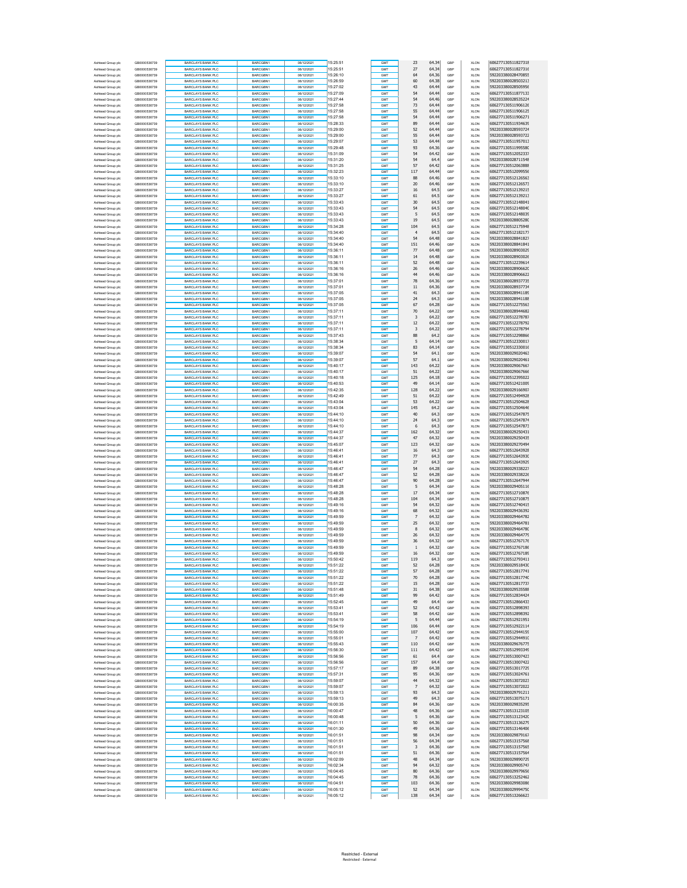| | | | | | | | | | | |
|---|---|---|---|---|---|---|---|---|---|---|
| Ashtead Group plc | GB0000536739 | BARCLAYS BANK PLC | BARCGBN1 | 08/12/2021 | 15:25:51 | GMT | 23 | 64.34 | GBP | XLON | 606277130511827318 |
| Ashtead Group plc | GB0000536739 | BARCLAYS BANK PLC | BARCGBN1 | 08/12/2021 | 15:25:51 | GMT | 27 | 64.34 | GBP | XLON | 606277130511827316 |
| Ashtead Group plc | GB0000536739 | BARCLAYS BANK PLC | BARCGBN1 | 08/12/2021 | 15:26:10 | GMT | 64 | 64.36 | GBP | XLON | 592203380028470855 |
| Ashtead Group plc | GB0000536739 | BARCLAYS BANK PLC | BARCGBN1 | 08/12/2021 | 15:26:59 | GMT | 60 | 64.38 | GBP | XLON | 592203380028503213 |
| Ashtead Group plc | GB0000536739 | BARCLAYS BANK PLC | BARCGBN1 | 08/12/2021 | 15:27:02 | GMT | 43 | 64.44 | GBP | XLON | 592203380028505956 |
| Ashtead Group plc | GB0000536739 | BARCLAYS BANK PLC | BARCGBN1 | 08/12/2021 | 15:27:09 | GMT | 54 | 64.44 | GBP | XLON | 606277130511877133 |
| Ashtead Group plc | GB0000536739 | BARCLAYS BANK PLC | BARCGBN1 | 08/12/2021 | 15:27:44 | GMT | 54 | 64.46 | GBP | XLON | 592203380028535224 |
| Ashtead Group plc | GB0000536739 | BARCLAYS BANK PLC | BARCGBN1 | 08/12/2021 | 15:27:58 | GMT | 73 | 64.44 | GBP | XLON | 606277130511906126 |
| Ashtead Group plc | GB0000536739 | BARCLAYS BANK PLC | BARCGBN1 | 08/12/2021 | 15:27:58 | GMT | 55 | 64.44 | GBP | XLON | 606277130511906125 |
| Ashtead Group plc | GB0000536739 | BARCLAYS BANK PLC | BARCGBN1 | 08/12/2021 | 15:27:58 | GMT | 54 | 64.44 | GBP | XLON | 606277130511906271 |
| Ashtead Group plc | GB0000536739 | BARCLAYS BANK PLC | BARCGBN1 | 08/12/2021 | 15:28:33 | GMT | 89 | 64.44 | GBP | XLON | 606277130511934639 |
| Ashtead Group plc | GB0000536739 | BARCLAYS BANK PLC | BARCGBN1 | 08/12/2021 | 15:29:00 | GMT | 52 | 64.44 | GBP | XLON | 592203380028593724 |
| Ashtead Group plc | GB0000536739 | BARCLAYS BANK PLC | BARCGBN1 | 08/12/2021 | 15:29:00 | GMT | 55 | 64.44 | GBP | XLON | 592203380028593722 |
| Ashtead Group plc | GB0000536739 | BARCLAYS BANK PLC | BARCGBN1 | 08/12/2021 | 15:29:07 | GMT | 53 | 64.44 | GBP | XLON | 606277130511957013 |
| Ashtead Group plc | GB0000536739 | BARCLAYS BANK PLC | BARCGBN1 | 08/12/2021 | 15:29:48 | GMT | 93 | 64.36 | GBP | XLON | 606277130511995580 |
| Ashtead Group plc | GB0000536739 | BARCLAYS BANK PLC | BARCGBN1 | 08/12/2021 | 15:31:09 | GMT | 54 | 64.42 | GBP | XLON | 606277130512052337 |
| Ashtead Group plc | GB0000536739 | BARCLAYS BANK PLC | BARCGBN1 | 08/12/2021 | 15:31:20 | GMT | 54 | 64.4 | GBP | XLON | 592203380028711548 |
| Ashtead Group plc | GB0000536739 | BARCLAYS BANK PLC | BARCGBN1 | 08/12/2021 | 15:31:25 | GMT | 57 | 64.42 | GBP | XLON | 606277130512063888 |
| Ashtead Group plc | GB0000536739 | BARCLAYS BANK PLC | BARCGBN1 | 08/12/2021 | 15:32:23 | GMT | 117 | 64.44 | GBP | XLON | 606277130512099556 |
| Ashtead Group plc | GB0000536739 | BARCLAYS BANK PLC | BARCGBN1 | 08/12/2021 | 15:33:10 | GMT | 88 | 64.46 | GBP | XLON | 606277130512126563 |
| Ashtead Group plc | GB0000536739 | BARCLAYS BANK PLC | BARCGBN1 | 08/12/2021 | 15:33:10 | GMT | 20 | 64.46 | GBP | XLON | 606277130512126573 |
| Ashtead Group plc | GB0000536739 | BARCLAYS BANK PLC | BARCGBN1 | 08/12/2021 | 15:33:27 | GMT | 16 | 64.5 | GBP | XLON | 606277130512139215 |
| Ashtead Group plc | GB0000536739 | BARCLAYS BANK PLC | BARCGBN1 | 08/12/2021 | 15:33:27 | GMT | 61 | 64.5 | GBP | XLON | 606277130512139213 |
| Ashtead Group plc | GB0000536739 | BARCLAYS BANK PLC | BARCGBN1 | 08/12/2021 | 15:33:43 | GMT | 30 | 64.5 | GBP | XLON | 606277130512148041 |
| Ashtead Group plc | GB0000536739 | BARCLAYS BANK PLC | BARCGBN1 | 08/12/2021 | 15:33:43 | GMT | 54 | 64.5 | GBP | XLON | 606277130512148040 |
| Ashtead Group plc | GB0000536739 | BARCLAYS BANK PLC | BARCGBN1 | 08/12/2021 | 15:33:43 | GMT | 5 | 64.5 | GBP | XLON | 606277130512148039 |
| Ashtead Group plc | GB0000536739 | BARCLAYS BANK PLC | BARCGBN1 | 08/12/2021 | 15:33:43 | GMT | 19 | 64.5 | GBP | XLON | 592203380028805280 |
| Ashtead Group plc | GB0000536739 | BARCLAYS BANK PLC | BARCGBN1 | 08/12/2021 | 15:34:28 | GMT | 104 | 64.5 | GBP | XLON | 606277130512175948 |
| Ashtead Group plc | GB0000536739 | BARCLAYS BANK PLC | BARCGBN1 | 08/12/2021 | 15:34:40 | GMT | 4 | 64.5 | GBP | XLON | 606277130512182177 |
| Ashtead Group plc | GB0000536739 | BARCLAYS BANK PLC | BARCGBN1 | 08/12/2021 | 15:34:40 | GMT | 54 | 64.48 | GBP | XLON | 592203380028841827 |
| Ashtead Group plc | GB0000536739 | BARCLAYS BANK PLC | BARCGBN1 | 08/12/2021 | 15:34:40 | GMT | 151 | 64.46 | GBP | XLON | 592203380028841841 |
| Ashtead Group plc | GB0000536739 | BARCLAYS BANK PLC | BARCGBN1 | 08/12/2021 | 15:36:11 | GMT | 77 | 64.48 | GBP | XLON | 592203380028903029 |
| Ashtead Group plc | GB0000536739 | BARCLAYS BANK PLC | BARCGBN1 | 08/12/2021 | 15:36:11 | GMT | 14 | 64.48 | GBP | XLON | 592203380028903026 |
| Ashtead Group plc | GB0000536739 | BARCLAYS BANK PLC | BARCGBN1 | 08/12/2021 | 15:36:11 | GMT | 52 | 64.48 | GBP | XLON | 606277130512239614 |
| Ashtead Group plc | GB0000536739 | BARCLAYS BANK PLC | BARCGBN1 | 08/12/2021 | 15:36:16 | GMT | 26 | 64.46 | GBP | XLON | 592203380028906620 |
| Ashtead Group plc | GB0000536739 | BARCLAYS BANK PLC | BARCGBN1 | 08/12/2021 | 15:36:16 | GMT | 44 | 64.46 | GBP | XLON | 592203380028906622 |
| Ashtead Group plc | GB0000536739 | BARCLAYS BANK PLC | BARCGBN1 | 08/12/2021 | 15:37:01 | GMT | 78 | 64.36 | GBP | XLON | 592203380028937735 |
| Ashtead Group plc | GB0000536739 | BARCLAYS BANK PLC | BARCGBN1 | 08/12/2021 | 15:37:01 | GMT | 11 | 64.36 | GBP | XLON | 592203380028937734 |
| Ashtead Group plc | GB0000536739 | BARCLAYS BANK PLC | BARCGBN1 | 08/12/2021 | 15:37:05 | GMT | 41 | 64.3 | GBP | XLON | 592203380028941189 |
| Ashtead Group plc | GB0000536739 | BARCLAYS BANK PLC | BARCGBN1 | 08/12/2021 | 15:37:05 | GMT | 24 | 64.3 | GBP | XLON | 592203380028941188 |
| Ashtead Group plc | GB0000536739 | BARCLAYS BANK PLC | BARCGBN1 | 08/12/2021 | 15:37:05 | GMT | 67 | 64.28 | GBP | XLON | 606277130512275563 |
| Ashtead Group plc | GB0000536739 | BARCLAYS BANK PLC | BARCGBN1 | 08/12/2021 | 15:37:11 | GMT | 70 | 64.22 | GBP | XLON | 592203380028944682 |
| Ashtead Group plc | GB0000536739 | BARCLAYS BANK PLC | BARCGBN1 | 08/12/2021 | 15:37:11 | GMT | 3 | 64.22 | GBP | XLON | 606277130512278787 |
| Ashtead Group plc | GB0000536739 | BARCLAYS BANK PLC | BARCGBN1 | 08/12/2021 | 15:37:11 | GMT | 12 | 64.22 | GBP | XLON | 606277130512278792 |
| Ashtead Group plc | GB0000536739 | BARCLAYS BANK PLC | BARCGBN1 | 08/12/2021 | 15:37:11 | GMT | 3 | 64.22 | GBP | XLON | 606277130512278794 |
| Ashtead Group plc | GB0000536739 | BARCLAYS BANK PLC | BARCGBN1 | 08/12/2021 | 15:37:43 | GMT | 88 | 64.2 | GBP | XLON | 606277130512298866 |
| Ashtead Group plc | GB0000536739 | BARCLAYS BANK PLC | BARCGBN1 | 08/12/2021 | 15:38:34 | GMT | 5 | 64.14 | GBP | XLON | 606277130512330017 |
| Ashtead Group plc | GB0000536739 | BARCLAYS BANK PLC | BARCGBN1 | 08/12/2021 | 15:38:34 | GMT | 83 | 64.14 | GBP | XLON | 606277130512330016 |
| Ashtead Group plc | GB0000536739 | BARCLAYS BANK PLC | BARCGBN1 | 08/12/2021 | 15:39:07 | GMT | 54 | 64.1 | GBP | XLON | 592203380029020463 |
| Ashtead Group plc | GB0000536739 | BARCLAYS BANK PLC | BARCGBN1 | 08/12/2021 | 15:39:07 | GMT | 57 | 64.1 | GBP | XLON | 592203380029020461 |
| Ashtead Group plc | GB0000536739 | BARCLAYS BANK PLC | BARCGBN1 | 08/12/2021 | 15:40:17 | GMT | 143 | 64.22 | GBP | XLON | 592203380029067667 |
| Ashtead Group plc | GB0000536739 | BARCLAYS BANK PLC | BARCGBN1 | 08/12/2021 | 15:40:17 | GMT | 51 | 64.22 | GBP | XLON | 592203380029067666 |
| Ashtead Group plc | GB0000536739 | BARCLAYS BANK PLC | BARCGBN1 | 08/12/2021 | 15:40:18 | GMT | 125 | 64.18 | GBP | XLON | 606277130512395022 |
| Ashtead Group plc | GB0000536739 | BARCLAYS BANK PLC | BARCGBN1 | 08/12/2021 | 15:40:53 | GMT | 49 | 64.14 | GBP | XLON | 606277130512421009 |
| Ashtead Group plc | GB0000536739 | BARCLAYS BANK PLC | BARCGBN1 | 08/12/2021 | 15:42:35 | GMT | 128 | 64.22 | GBP | XLON | 592203380029166907 |
| Ashtead Group plc | GB0000536739 | BARCLAYS BANK PLC | BARCGBN1 | 08/12/2021 | 15:42:49 | GMT | 51 | 64.22 | GBP | XLON | 606277130512494928 |
| Ashtead Group plc | GB0000536739 | BARCLAYS BANK PLC | BARCGBN1 | 08/12/2021 | 15:43:04 | GMT | 53 | 64.22 | GBP | XLON | 606277130512504628 |
| Ashtead Group plc | GB0000536739 | BARCLAYS BANK PLC | BARCGBN1 | 08/12/2021 | 15:43:04 | GMT | 145 | 64.2 | GBP | XLON | 606277130512504646 |
| Ashtead Group plc | GB0000536739 | BARCLAYS BANK PLC | BARCGBN1 | 08/12/2021 | 15:44:10 | GMT | 40 | 64.3 | GBP | XLON | 606277130512547875 |
| Ashtead Group plc | GB0000536739 | BARCLAYS BANK PLC | BARCGBN1 | 08/12/2021 | 15:44:10 | GMT | 24 | 64.3 | GBP | XLON | 606277130512547874 |
| Ashtead Group plc | GB0000536739 | BARCLAYS BANK PLC | BARCGBN1 | 08/12/2021 | 15:44:10 | GMT | 6 | 64.3 | GBP | XLON | 606277130512547873 |
| Ashtead Group plc | GB0000536739 | BARCLAYS BANK PLC | BARCGBN1 | 08/12/2021 | 15:44:37 | GMT | 162 | 64.32 | GBP | XLON | 592203380029250431 |
| Ashtead Group plc | GB0000536739 | BARCLAYS BANK PLC | BARCGBN1 | 08/12/2021 | 15:44:37 | GMT | 47 | 64.32 | GBP | XLON | 592203380029250435 |
| Ashtead Group plc | GB0000536739 | BARCLAYS BANK PLC | BARCGBN1 | 08/12/2021 | 15:45:07 | GMT | 123 | 64.32 | GBP | XLON | 592203380029270494 |
| Ashtead Group plc | GB0000536739 | BARCLAYS BANK PLC | BARCGBN1 | 08/12/2021 | 15:46:41 | GMT | 16 | 64.3 | GBP | XLON | 606277130512643928 |
| Ashtead Group plc | GB0000536739 | BARCLAYS BANK PLC | BARCGBN1 | 08/12/2021 | 15:46:41 | GMT | 77 | 64.3 | GBP | XLON | 606277130512643930 |
| Ashtead Group plc | GB0000536739 | BARCLAYS BANK PLC | BARCGBN1 | 08/12/2021 | 15:46:41 | GMT | 27 | 64.3 | GBP | XLON | 606277130512643929 |
| Ashtead Group plc | GB0000536739 | BARCLAYS BANK PLC | BARCGBN1 | 08/12/2021 | 15:46:47 | GMT | 54 | 64.28 | GBP | XLON | 592203380029338227 |
| Ashtead Group plc | GB0000536739 | BARCLAYS BANK PLC | BARCGBN1 | 08/12/2021 | 15:46:47 | GMT | 52 | 64.28 | GBP | XLON | 592203380029338226 |
| Ashtead Group plc | GB0000536739 | BARCLAYS BANK PLC | BARCGBN1 | 08/12/2021 | 15:46:47 | GMT | 90 | 64.28 | GBP | XLON | 606277130512647944 |
| Ashtead Group plc | GB0000536739 | BARCLAYS BANK PLC | BARCGBN1 | 08/12/2021 | 15:48:28 | GMT | 5 | 64.34 | GBP | XLON | 592203380029405116 |
| Ashtead Group plc | GB0000536739 | BARCLAYS BANK PLC | BARCGBN1 | 08/12/2021 | 15:48:28 | GMT | 17 | 64.34 | GBP | XLON | 606277130512710876 |
| Ashtead Group plc | GB0000536739 | BARCLAYS BANK PLC | BARCGBN1 | 08/12/2021 | 15:48:28 | GMT | 104 | 64.34 | GBP | XLON | 606277130512710875 |
| Ashtead Group plc | GB0000536739 | BARCLAYS BANK PLC | BARCGBN1 | 08/12/2021 | 15:49:16 | GMT | 54 | 64.32 | GBP | XLON | 606277130512740415 |
| Ashtead Group plc | GB0000536739 | BARCLAYS BANK PLC | BARCGBN1 | 08/12/2021 | 15:49:16 | GMT | 68 | 64.32 | GBP | XLON | 592203380029436392 |
| Ashtead Group plc | GB0000536739 | BARCLAYS BANK PLC | BARCGBN1 | 08/12/2021 | 15:49:59 | GMT | 7 | 64.32 | GBP | XLON | 592203380029464782 |
| Ashtead Group plc | GB0000536739 | BARCLAYS BANK PLC | BARCGBN1 | 08/12/2021 | 15:49:59 | GMT | 25 | 64.32 | GBP | XLON | 592203380029464781 |
| Ashtead Group plc | GB0000536739 | BARCLAYS BANK PLC | BARCGBN1 | 08/12/2021 | 15:49:59 | GMT | 8 | 64.32 | GBP | XLON | 592203380029464780 |
| Ashtead Group plc | GB0000536739 | BARCLAYS BANK PLC | BARCGBN1 | 08/12/2021 | 15:49:59 | GMT | 26 | 64.32 | GBP | XLON | 592203380029464779 |
| Ashtead Group plc | GB0000536739 | BARCLAYS BANK PLC | BARCGBN1 | 08/12/2021 | 15:49:59 | GMT | 36 | 64.32 | GBP | XLON | 606277130512767176 |
| Ashtead Group plc | GB0000536739 | BARCLAYS BANK PLC | BARCGBN1 | 08/12/2021 | 15:49:59 | GMT | 1 | 64.32 | GBP | XLON | 606277130512767186 |
| Ashtead Group plc | GB0000536739 | BARCLAYS BANK PLC | BARCGBN1 | 08/12/2021 | 15:49:59 | GMT | 16 | 64.32 | GBP | XLON | 606277130512767185 |
| Ashtead Group plc | GB0000536739 | BARCLAYS BANK PLC | BARCGBN1 | 08/12/2021 | 15:50:42 | GMT | 119 | 64.3 | GBP | XLON | 606277130512793411 |
| Ashtead Group plc | GB0000536739 | BARCLAYS BANK PLC | BARCGBN1 | 08/12/2021 | 15:51:22 | GMT | 52 | 64.28 | GBP | XLON | 592203380029518430 |
| Ashtead Group plc | GB0000536739 | BARCLAYS BANK PLC | BARCGBN1 | 08/12/2021 | 15:51:22 | GMT | 57 | 64.28 | GBP | XLON | 606277130512817741 |
| Ashtead Group plc | GB0000536739 | BARCLAYS BANK PLC | BARCGBN1 | 08/12/2021 | 15:51:22 | GMT | 70 | 64.28 | GBP | XLON | 606277130512817740 |
| Ashtead Group plc | GB0000536739 | BARCLAYS BANK PLC | BARCGBN1 | 08/12/2021 | 15:51:22 | GMT | 15 | 64.28 | GBP | XLON | 606277130512817737 |
| Ashtead Group plc | GB0000536739 | BARCLAYS BANK PLC | BARCGBN1 | 08/12/2021 | 15:51:48 | GMT | 31 | 64.38 | GBP | XLON | 592203380029535588 |
| Ashtead Group plc | GB0000536739 | BARCLAYS BANK PLC | BARCGBN1 | 08/12/2021 | 15:51:49 | GMT | 99 | 64.42 | GBP | XLON | 606277130512834424 |
| Ashtead Group plc | GB0000536739 | BARCLAYS BANK PLC | BARCGBN1 | 08/12/2021 | 15:52:45 | GMT | 49 | 64.4 | GBP | XLON | 606277130512866433 |
| Ashtead Group plc | GB0000536739 | BARCLAYS BANK PLC | BARCGBN1 | 08/12/2021 | 15:53:41 | GMT | 52 | 64.42 | GBP | XLON | 606277130512898393 |
| Ashtead Group plc | GB0000536739 | BARCLAYS BANK PLC | BARCGBN1 | 08/12/2021 | 15:53:41 | GMT | 58 | 64.42 | GBP | XLON | 606277130512898392 |
| Ashtead Group plc | GB0000536739 | BARCLAYS BANK PLC | BARCGBN1 | 08/12/2021 | 15:54:19 | GMT | 5 | 64.44 | GBP | XLON | 606277130512921951 |
| Ashtead Group plc | GB0000536739 | BARCLAYS BANK PLC | BARCGBN1 | 08/12/2021 | 15:54:19 | GMT | 106 | 64.44 | GBP | XLON | 606277130512922114 |
| Ashtead Group plc | GB0000536739 | BARCLAYS BANK PLC | BARCGBN1 | 08/12/2021 | 15:55:00 | GMT | 107 | 64.42 | GBP | XLON | 606277130512944159 |
| Ashtead Group plc | GB0000536739 | BARCLAYS BANK PLC | BARCGBN1 | 08/12/2021 | 15:55:01 | GMT | 7 | 64.42 | GBP | XLON | 606277130512944910 |
| Ashtead Group plc | GB0000536739 | BARCLAYS BANK PLC | BARCGBN1 | 08/12/2021 | 15:55:43 | GMT | 110 | 64.42 | GBP | XLON | 592203380029676775 |
| Ashtead Group plc | GB0000536739 | BARCLAYS BANK PLC | BARCGBN1 | 08/12/2021 | 15:56:30 | GMT | 111 | 64.42 | GBP | XLON | 606277130512993349 |
| Ashtead Group plc | GB0000536739 | BARCLAYS BANK PLC | BARCGBN1 | 08/12/2021 | 15:56:56 | GMT | 61 | 64.4 | GBP | XLON | 606277130513007423 |
| Ashtead Group plc | GB0000536739 | BARCLAYS BANK PLC | BARCGBN1 | 08/12/2021 | 15:56:56 | GMT | 157 | 64.4 | GBP | XLON | 606277130513007422 |
| Ashtead Group plc | GB0000536739 | BARCLAYS BANK PLC | BARCGBN1 | 08/12/2021 | 15:57:17 | GMT | 89 | 64.38 | GBP | XLON | 606277130513017729 |
| Ashtead Group plc | GB0000536739 | BARCLAYS BANK PLC | BARCGBN1 | 08/12/2021 | 15:57:31 | GMT | 95 | 64.36 | GBP | XLON | 606277130513024761 |
| Ashtead Group plc | GB0000536739 | BARCLAYS BANK PLC | BARCGBN1 | 08/12/2021 | 15:59:07 | GMT | 44 | 64.32 | GBP | XLON | 606277130513072023 |
| Ashtead Group plc | GB0000536739 | BARCLAYS BANK PLC | BARCGBN1 | 08/12/2021 | 15:59:07 | GMT | 7 | 64.32 | GBP | XLON | 606277130513072022 |
| Ashtead Group plc | GB0000536739 | BARCLAYS BANK PLC | BARCGBN1 | 08/12/2021 | 15:59:13 | GMT | 93 | 64.3 | GBP | XLON | 592203380029791211 |
| Ashtead Group plc | GB0000536739 | BARCLAYS BANK PLC | BARCGBN1 | 08/12/2021 | 15:59:13 | GMT | 49 | 64.3 | GBP | XLON | 606277130513075171 |
| Ashtead Group plc | GB0000536739 | BARCLAYS BANK PLC | BARCGBN1 | 08/12/2021 | 16:00:35 | GMT | 84 | 64.36 | GBP | XLON | 592203380029835295 |
| Ashtead Group plc | GB0000536739 | BARCLAYS BANK PLC | BARCGBN1 | 08/12/2021 | 16:00:47 | GMT | 48 | 64.36 | GBP | XLON | 606277130513123105 |
| Ashtead Group plc | GB0000536739 | BARCLAYS BANK PLC | BARCGBN1 | 08/12/2021 | 16:00:48 | GMT | 5 | 64.36 | GBP | XLON | 606277130513123420 |
| Ashtead Group plc | GB0000536739 | BARCLAYS BANK PLC | BARCGBN1 | 08/12/2021 | 16:01:11 | GMT | 50 | 64.36 | GBP | XLON | 606277130513136279 |
| Ashtead Group plc | GB0000536739 | BARCLAYS BANK PLC | BARCGBN1 | 08/12/2021 | 16:01:30 | GMT | 49 | 64.36 | GBP | XLON | 606277130513146406 |
| Ashtead Group plc | GB0000536739 | BARCLAYS BANK PLC | BARCGBN1 | 08/12/2021 | 16:01:51 | GMT | 98 | 64.34 | GBP | XLON | 592203380029879167 |
| Ashtead Group plc | GB0000536739 | BARCLAYS BANK PLC | BARCGBN1 | 08/12/2021 | 16:01:51 | GMT | 56 | 64.34 | GBP | XLON | 606277130513157568 |
| Ashtead Group plc | GB0000536739 | BARCLAYS BANK PLC | BARCGBN1 | 08/12/2021 | 16:01:51 | GMT | 3 | 64.36 | GBP | XLON | 606277130513157565 |
| Ashtead Group plc | GB0000536739 | BARCLAYS BANK PLC | BARCGBN1 | 08/12/2021 | 16:01:51 | GMT | 51 | 64.36 | GBP | XLON | 606277130513157564 |
| Ashtead Group plc | GB0000536739 | BARCLAYS BANK PLC | BARCGBN1 | 08/12/2021 | 16:02:09 | GMT | 48 | 64.34 | GBP | XLON | 592203380029890729 |
| Ashtead Group plc | GB0000536739 | BARCLAYS BANK PLC | BARCGBN1 | 08/12/2021 | 16:02:34 | GMT | 94 | 64.32 | GBP | XLON | 592203380029905747 |
| Ashtead Group plc | GB0000536739 | BARCLAYS BANK PLC | BARCGBN1 | 08/12/2021 | 16:04:45 | GMT | 80 | 64.36 | GBP | XLON | 592203380029979656 |
| Ashtead Group plc | GB0000536739 | BARCLAYS BANK PLC | BARCGBN1 | 08/12/2021 | 16:04:45 | GMT | 78 | 64.36 | GBP | XLON | 606277130513252462 |
| Ashtead Group plc | GB0000536739 | BARCLAYS BANK PLC | BARCGBN1 | 08/12/2021 | 16:04:51 | GMT | 103 | 64.36 | GBP | XLON | 592203380029983086 |
| Ashtead Group plc | GB0000536739 | BARCLAYS BANK PLC | BARCGBN1 | 08/12/2021 | 16:05:12 | GMT | 52 | 64.34 | GBP | XLON | 592203380029994750 |
| Ashtead Group plc | GB0000536739 | BARCLAYS BANK PLC | BARCGBN1 | 08/12/2021 | 16:05:12 | GMT | 138 | 64.34 | GBP | XLON | 606277130513266623 |

Restricted - External
Restricted - External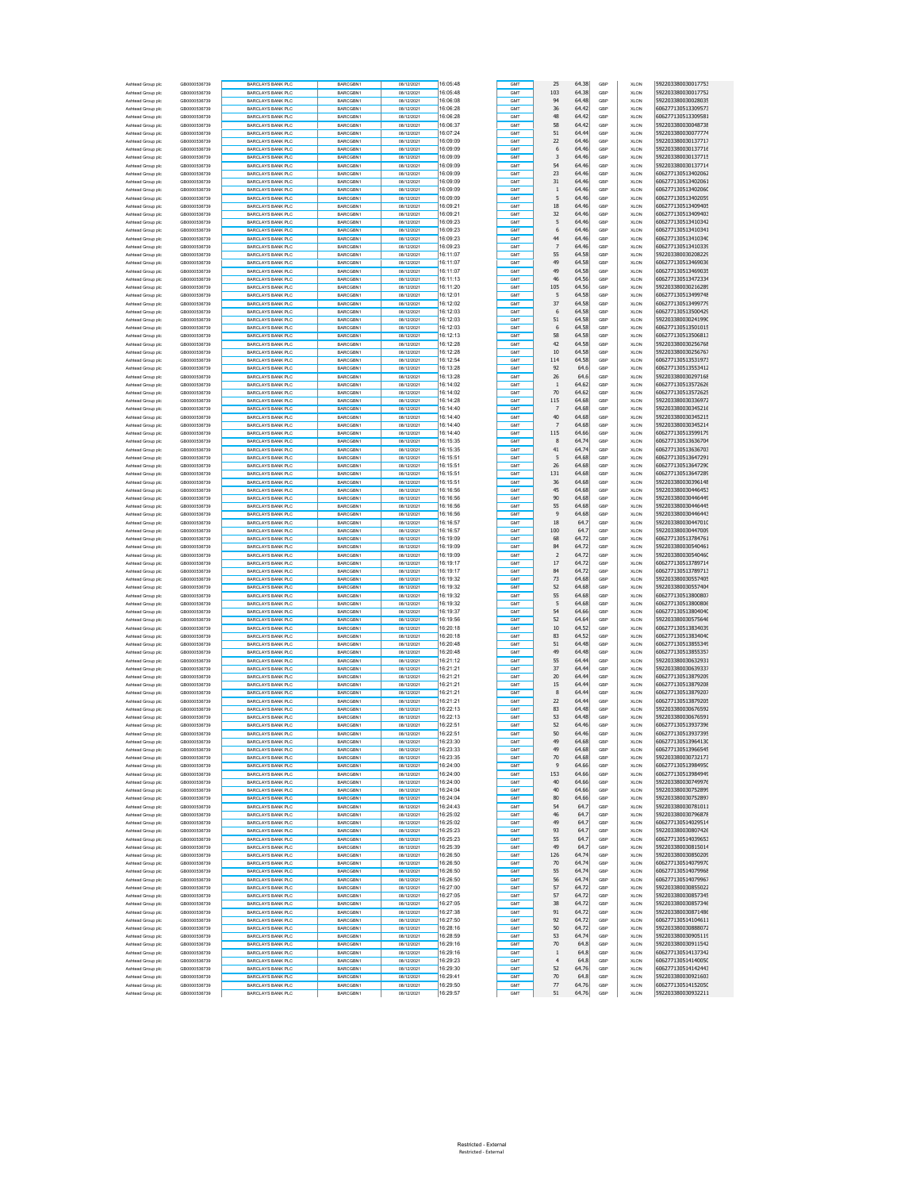| | | | | | | | | | | | |
|---|---|---|---|---|---|---|---|---|---|---|---|
| Ashtead Group plc | GB0000536739 | BARCLAYS BANK PLC | BARCGBN1 | 08/12/2021 | 16:05:48 | GMT | 25 | 64.38 | GBP | XLON | 592203380030017753 |
| Ashtead Group plc | GB0000536739 | BARCLAYS BANK PLC | BARCGBN1 | 08/12/2021 | 16:05:48 | GMT | 103 | 64.38 | GBP | XLON | 592203380030017752 |
| Ashtead Group plc | GB0000536739 | BARCLAYS BANK PLC | BARCGBN1 | 08/12/2021 | 16:06:08 | GMT | 94 | 64.48 | GBP | XLON | 592203380030028035 |
| Ashtead Group plc | GB0000536739 | BARCLAYS BANK PLC | BARCGBN1 | 08/12/2021 | 16:06:28 | GMT | 36 | 64.42 | GBP | XLON | 606277130513309573 |
| Ashtead Group plc | GB0000536739 | BARCLAYS BANK PLC | BARCGBN1 | 08/12/2021 | 16:06:28 | GMT | 48 | 64.42 | GBP | XLON | 606277130513309581 |
| Ashtead Group plc | GB0000536739 | BARCLAYS BANK PLC | BARCGBN1 | 08/12/2021 | 16:06:37 | GMT | 58 | 64.42 | GBP | XLON | 592203380030048738 |
| Ashtead Group plc | GB0000536739 | BARCLAYS BANK PLC | BARCGBN1 | 08/12/2021 | 16:07:24 | GMT | 51 | 64.44 | GBP | XLON | 592203380030077774 |
| Ashtead Group plc | GB0000536739 | BARCLAYS BANK PLC | BARCGBN1 | 08/12/2021 | 16:09:09 | GMT | 22 | 64.46 | GBP | XLON | 592203380030137717 |
| Ashtead Group plc | GB0000536739 | BARCLAYS BANK PLC | BARCGBN1 | 08/12/2021 | 16:09:09 | GMT | 6 | 64.46 | GBP | XLON | 592203380030137716 |
| Ashtead Group plc | GB0000536739 | BARCLAYS BANK PLC | BARCGBN1 | 08/12/2021 | 16:09:09 | GMT | 3 | 64.46 | GBP | XLON | 592203380030137715 |
| Ashtead Group plc | GB0000536739 | BARCLAYS BANK PLC | BARCGBN1 | 08/12/2021 | 16:09:09 | GMT | 54 | 64.46 | GBP | XLON | 592203380030137714 |
| Ashtead Group plc | GB0000536739 | BARCLAYS BANK PLC | BARCGBN1 | 08/12/2021 | 16:09:09 | GMT | 23 | 64.46 | GBP | XLON | 606277130513402062 |
| Ashtead Group plc | GB0000536739 | BARCLAYS BANK PLC | BARCGBN1 | 08/12/2021 | 16:09:09 | GMT | 31 | 64.46 | GBP | XLON | 606277130513402061 |
| Ashtead Group plc | GB0000536739 | BARCLAYS BANK PLC | BARCGBN1 | 08/12/2021 | 16:09:09 | GMT | 1 | 64.46 | GBP | XLON | 606277130513402060 |
| Ashtead Group plc | GB0000536739 | BARCLAYS BANK PLC | BARCGBN1 | 08/12/2021 | 16:09:09 | GMT | 5 | 64.46 | GBP | XLON | 606277130513402059 |
| Ashtead Group plc | GB0000536739 | BARCLAYS BANK PLC | BARCGBN1 | 08/12/2021 | 16:09:21 | GMT | 18 | 64.46 | GBP | XLON | 606277130513409405 |
| Ashtead Group plc | GB0000536739 | BARCLAYS BANK PLC | BARCGBN1 | 08/12/2021 | 16:09:21 | GMT | 32 | 64.46 | GBP | XLON | 606277130513409403 |
| Ashtead Group plc | GB0000536739 | BARCLAYS BANK PLC | BARCGBN1 | 08/12/2021 | 16:09:23 | GMT | 5 | 64.46 | GBP | XLON | 606277130513410342 |
| Ashtead Group plc | GB0000536739 | BARCLAYS BANK PLC | BARCGBN1 | 08/12/2021 | 16:09:23 | GMT | 6 | 64.46 | GBP | XLON | 606277130513410341 |
| Ashtead Group plc | GB0000536739 | BARCLAYS BANK PLC | BARCGBN1 | 08/12/2021 | 16:09:23 | GMT | 44 | 64.46 | GBP | XLON | 606277130513410340 |
| Ashtead Group plc | GB0000536739 | BARCLAYS BANK PLC | BARCGBN1 | 08/12/2021 | 16:09:23 | GMT | 7 | 64.46 | GBP | XLON | 606277130513410339 |
| Ashtead Group plc | GB0000536739 | BARCLAYS BANK PLC | BARCGBN1 | 08/12/2021 | 16:11:07 | GMT | 55 | 64.58 | GBP | XLON | 592203380030208229 |
| Ashtead Group plc | GB0000536739 | BARCLAYS BANK PLC | BARCGBN1 | 08/12/2021 | 16:11:07 | GMT | 49 | 64.58 | GBP | XLON | 606277130513469036 |
| Ashtead Group plc | GB0000536739 | BARCLAYS BANK PLC | BARCGBN1 | 08/12/2021 | 16:11:07 | GMT | 49 | 64.58 | GBP | XLON | 606277130513469035 |
| Ashtead Group plc | GB0000536739 | BARCLAYS BANK PLC | BARCGBN1 | 08/12/2021 | 16:11:13 | GMT | 46 | 64.56 | GBP | XLON | 606277130513472334 |
| Ashtead Group plc | GB0000536739 | BARCLAYS BANK PLC | BARCGBN1 | 08/12/2021 | 16:11:20 | GMT | 105 | 64.56 | GBP | XLON | 592203380030216289 |
| Ashtead Group plc | GB0000536739 | BARCLAYS BANK PLC | BARCGBN1 | 08/12/2021 | 16:12:01 | GMT | 5 | 64.58 | GBP | XLON | 606277130513499748 |
| Ashtead Group plc | GB0000536739 | BARCLAYS BANK PLC | BARCGBN1 | 08/12/2021 | 16:12:02 | GMT | 37 | 64.58 | GBP | XLON | 606277130513499779 |
| Ashtead Group plc | GB0000536739 | BARCLAYS BANK PLC | BARCGBN1 | 08/12/2021 | 16:12:03 | GMT | 6 | 64.58 | GBP | XLON | 606277130513500429 |
| Ashtead Group plc | GB0000536739 | BARCLAYS BANK PLC | BARCGBN1 | 08/12/2021 | 16:12:03 | GMT | 51 | 64.58 | GBP | XLON | 592203380030241990 |
| Ashtead Group plc | GB0000536739 | BARCLAYS BANK PLC | BARCGBN1 | 08/12/2021 | 16:12:03 | GMT | 6 | 64.58 | GBP | XLON | 606277130513501015 |
| Ashtead Group plc | GB0000536739 | BARCLAYS BANK PLC | BARCGBN1 | 08/12/2021 | 16:12:13 | GMT | 58 | 64.58 | GBP | XLON | 606277130513506813 |
| Ashtead Group plc | GB0000536739 | BARCLAYS BANK PLC | BARCGBN1 | 08/12/2021 | 16:12:28 | GMT | 42 | 64.58 | GBP | XLON | 592203380030256768 |
| Ashtead Group plc | GB0000536739 | BARCLAYS BANK PLC | BARCGBN1 | 08/12/2021 | 16:12:28 | GMT | 10 | 64.58 | GBP | XLON | 592203380030256767 |
| Ashtead Group plc | GB0000536739 | BARCLAYS BANK PLC | BARCGBN1 | 08/12/2021 | 16:12:54 | GMT | 114 | 64.58 | GBP | XLON | 606277130513531973 |
| Ashtead Group plc | GB0000536739 | BARCLAYS BANK PLC | BARCGBN1 | 08/12/2021 | 16:13:28 | GMT | 92 | 64.6 | GBP | XLON | 606277130513553412 |
| Ashtead Group plc | GB0000536739 | BARCLAYS BANK PLC | BARCGBN1 | 08/12/2021 | 16:13:28 | GMT | 26 | 64.6 | GBP | XLON | 592203380030297168 |
| Ashtead Group plc | GB0000536739 | BARCLAYS BANK PLC | BARCGBN1 | 08/12/2021 | 16:14:02 | GMT | 1 | 64.62 | GBP | XLON | 606277130513572626 |
| Ashtead Group plc | GB0000536739 | BARCLAYS BANK PLC | BARCGBN1 | 08/12/2021 | 16:14:02 | GMT | 70 | 64.62 | GBP | XLON | 606277130513572625 |
| Ashtead Group plc | GB0000536739 | BARCLAYS BANK PLC | BARCGBN1 | 08/12/2021 | 16:14:28 | GMT | 115 | 64.68 | GBP | XLON | 592203380030336972 |
| Ashtead Group plc | GB0000536739 | BARCLAYS BANK PLC | BARCGBN1 | 08/12/2021 | 16:14:40 | GMT | 7 | 64.68 | GBP | XLON | 592203380030345216 |
| Ashtead Group plc | GB0000536739 | BARCLAYS BANK PLC | BARCGBN1 | 08/12/2021 | 16:14:40 | GMT | 40 | 64.68 | GBP | XLON | 592203380030345215 |
| Ashtead Group plc | GB0000536739 | BARCLAYS BANK PLC | BARCGBN1 | 08/12/2021 | 16:14:40 | GMT | 7 | 64.68 | GBP | XLON | 592203380030345214 |
| Ashtead Group plc | GB0000536739 | BARCLAYS BANK PLC | BARCGBN1 | 08/12/2021 | 16:14:40 | GMT | 115 | 64.66 | GBP | XLON | 606277130513599179 |
| Ashtead Group plc | GB0000536739 | BARCLAYS BANK PLC | BARCGBN1 | 08/12/2021 | 16:15:35 | GMT | 8 | 64.74 | GBP | XLON | 606277130513636704 |
| Ashtead Group plc | GB0000536739 | BARCLAYS BANK PLC | BARCGBN1 | 08/12/2021 | 16:15:35 | GMT | 41 | 64.74 | GBP | XLON | 606277130513636703 |
| Ashtead Group plc | GB0000536739 | BARCLAYS BANK PLC | BARCGBN1 | 08/12/2021 | 16:15:51 | GMT | 5 | 64.68 | GBP | XLON | 606277130513647291 |
| Ashtead Group plc | GB0000536739 | BARCLAYS BANK PLC | BARCGBN1 | 08/12/2021 | 16:15:51 | GMT | 26 | 64.68 | GBP | XLON | 606277130513647290 |
| Ashtead Group plc | GB0000536739 | BARCLAYS BANK PLC | BARCGBN1 | 08/12/2021 | 16:15:51 | GMT | 131 | 64.68 | GBP | XLON | 606277130513647289 |
| Ashtead Group plc | GB0000536739 | BARCLAYS BANK PLC | BARCGBN1 | 08/12/2021 | 16:15:51 | GMT | 36 | 64.68 | GBP | XLON | 592203380030396148 |
| Ashtead Group plc | GB0000536739 | BARCLAYS BANK PLC | BARCGBN1 | 08/12/2021 | 16:16:56 | GMT | 45 | 64.68 | GBP | XLON | 592203380030446453 |
| Ashtead Group plc | GB0000536739 | BARCLAYS BANK PLC | BARCGBN1 | 08/12/2021 | 16:16:56 | GMT | 90 | 64.68 | GBP | XLON | 592203380030446449 |
| Ashtead Group plc | GB0000536739 | BARCLAYS BANK PLC | BARCGBN1 | 08/12/2021 | 16:16:56 | GMT | 55 | 64.68 | GBP | XLON | 592203380030446445 |
| Ashtead Group plc | GB0000536739 | BARCLAYS BANK PLC | BARCGBN1 | 08/12/2021 | 16:16:56 | GMT | 9 | 64.68 | GBP | XLON | 592203380030446443 |
| Ashtead Group plc | GB0000536739 | BARCLAYS BANK PLC | BARCGBN1 | 08/12/2021 | 16:16:57 | GMT | 18 | 64.7 | GBP | XLON | 592203380030447010 |
| Ashtead Group plc | GB0000536739 | BARCLAYS BANK PLC | BARCGBN1 | 08/12/2021 | 16:16:57 | GMT | 100 | 64.7 | GBP | XLON | 592203380030447009 |
| Ashtead Group plc | GB0000536739 | BARCLAYS BANK PLC | BARCGBN1 | 08/12/2021 | 16:19:09 | GMT | 68 | 64.72 | GBP | XLON | 606277130513784761 |
| Ashtead Group plc | GB0000536739 | BARCLAYS BANK PLC | BARCGBN1 | 08/12/2021 | 16:19:09 | GMT | 84 | 64.72 | GBP | XLON | 592203380030540461 |
| Ashtead Group plc | GB0000536739 | BARCLAYS BANK PLC | BARCGBN1 | 08/12/2021 | 16:19:09 | GMT | 2 | 64.72 | GBP | XLON | 592203380030540460 |
| Ashtead Group plc | GB0000536739 | BARCLAYS BANK PLC | BARCGBN1 | 08/12/2021 | 16:19:17 | GMT | 17 | 64.72 | GBP | XLON | 606277130513789714 |
| Ashtead Group plc | GB0000536739 | BARCLAYS BANK PLC | BARCGBN1 | 08/12/2021 | 16:19:17 | GMT | 84 | 64.72 | GBP | XLON | 606277130513789713 |
| Ashtead Group plc | GB0000536739 | BARCLAYS BANK PLC | BARCGBN1 | 08/12/2021 | 16:19:32 | GMT | 73 | 64.68 | GBP | XLON | 592203380030557405 |
| Ashtead Group plc | GB0000536739 | BARCLAYS BANK PLC | BARCGBN1 | 08/12/2021 | 16:19:32 | GMT | 52 | 64.68 | GBP | XLON | 592203380030557404 |
| Ashtead Group plc | GB0000536739 | BARCLAYS BANK PLC | BARCGBN1 | 08/12/2021 | 16:19:32 | GMT | 55 | 64.68 | GBP | XLON | 606277130513800807 |
| Ashtead Group plc | GB0000536739 | BARCLAYS BANK PLC | BARCGBN1 | 08/12/2021 | 16:19:32 | GMT | 5 | 64.68 | GBP | XLON | 606277130513800806 |
| Ashtead Group plc | GB0000536739 | BARCLAYS BANK PLC | BARCGBN1 | 08/12/2021 | 16:19:37 | GMT | 54 | 64.66 | GBP | XLON | 606277130513804040 |
| Ashtead Group plc | GB0000536739 | BARCLAYS BANK PLC | BARCGBN1 | 08/12/2021 | 16:19:56 | GMT | 52 | 64.64 | GBP | XLON | 592203380030575646 |
| Ashtead Group plc | GB0000536739 | BARCLAYS BANK PLC | BARCGBN1 | 08/12/2021 | 16:20:18 | GMT | 10 | 64.52 | GBP | XLON | 606277130513834039 |
| Ashtead Group plc | GB0000536739 | BARCLAYS BANK PLC | BARCGBN1 | 08/12/2021 | 16:20:18 | GMT | 83 | 64.52 | GBP | XLON | 606277130513834040 |
| Ashtead Group plc | GB0000536739 | BARCLAYS BANK PLC | BARCGBN1 | 08/12/2021 | 16:20:48 | GMT | 51 | 64.48 | GBP | XLON | 606277130513855349 |
| Ashtead Group plc | GB0000536739 | BARCLAYS BANK PLC | BARCGBN1 | 08/12/2021 | 16:20:48 | GMT | 49 | 64.48 | GBP | XLON | 606277130513855357 |
| Ashtead Group plc | GB0000536739 | BARCLAYS BANK PLC | BARCGBN1 | 08/12/2021 | 16:21:12 | GMT | 55 | 64.44 | GBP | XLON | 592203380030632931 |
| Ashtead Group plc | GB0000536739 | BARCLAYS BANK PLC | BARCGBN1 | 08/12/2021 | 16:21:21 | GMT | 37 | 64.44 | GBP | XLON | 592203380030639337 |
| Ashtead Group plc | GB0000536739 | BARCLAYS BANK PLC | BARCGBN1 | 08/12/2021 | 16:21:21 | GMT | 20 | 64.44 | GBP | XLON | 606277130513879209 |
| Ashtead Group plc | GB0000536739 | BARCLAYS BANK PLC | BARCGBN1 | 08/12/2021 | 16:21:21 | GMT | 15 | 64.44 | GBP | XLON | 606277130513879208 |
| Ashtead Group plc | GB0000536739 | BARCLAYS BANK PLC | BARCGBN1 | 08/12/2021 | 16:21:21 | GMT | 8 | 64.44 | GBP | XLON | 606277130513879207 |
| Ashtead Group plc | GB0000536739 | BARCLAYS BANK PLC | BARCGBN1 | 08/12/2021 | 16:21:21 | GMT | 22 | 64.44 | GBP | XLON | 606277130513879205 |
| Ashtead Group plc | GB0000536739 | BARCLAYS BANK PLC | BARCGBN1 | 08/12/2021 | 16:22:13 | GMT | 83 | 64.48 | GBP | XLON | 592203380030676592 |
| Ashtead Group plc | GB0000536739 | BARCLAYS BANK PLC | BARCGBN1 | 08/12/2021 | 16:22:13 | GMT | 53 | 64.48 | GBP | XLON | 592203380030676591 |
| Ashtead Group plc | GB0000536739 | BARCLAYS BANK PLC | BARCGBN1 | 08/12/2021 | 16:22:51 | GMT | 52 | 64.46 | GBP | XLON | 606277130513937396 |
| Ashtead Group plc | GB0000536739 | BARCLAYS BANK PLC | BARCGBN1 | 08/12/2021 | 16:22:51 | GMT | 50 | 64.46 | GBP | XLON | 606277130513937395 |
| Ashtead Group plc | GB0000536739 | BARCLAYS BANK PLC | BARCGBN1 | 08/12/2021 | 16:23:30 | GMT | 49 | 64.68 | GBP | XLON | 606277130513964130 |
| Ashtead Group plc | GB0000536739 | BARCLAYS BANK PLC | BARCGBN1 | 08/12/2021 | 16:23:33 | GMT | 49 | 64.68 | GBP | XLON | 606277130513966545 |
| Ashtead Group plc | GB0000536739 | BARCLAYS BANK PLC | BARCGBN1 | 08/12/2021 | 16:23:35 | GMT | 70 | 64.68 | GBP | XLON | 592203380030732173 |
| Ashtead Group plc | GB0000536739 | BARCLAYS BANK PLC | BARCGBN1 | 08/12/2021 | 16:24:00 | GMT | 9 | 64.66 | GBP | XLON | 606277130513984950 |
| Ashtead Group plc | GB0000536739 | BARCLAYS BANK PLC | BARCGBN1 | 08/12/2021 | 16:24:00 | GMT | 153 | 64.66 | GBP | XLON | 606277130513984949 |
| Ashtead Group plc | GB0000536739 | BARCLAYS BANK PLC | BARCGBN1 | 08/12/2021 | 16:24:00 | GMT | 40 | 64.66 | GBP | XLON | 592203380030749976 |
| Ashtead Group plc | GB0000536739 | BARCLAYS BANK PLC | BARCGBN1 | 08/12/2021 | 16:24:04 | GMT | 40 | 64.66 | GBP | XLON | 592203380030752895 |
| Ashtead Group plc | GB0000536739 | BARCLAYS BANK PLC | BARCGBN1 | 08/12/2021 | 16:24:04 | GMT | 80 | 64.66 | GBP | XLON | 592203380030752897 |
| Ashtead Group plc | GB0000536739 | BARCLAYS BANK PLC | BARCGBN1 | 08/12/2021 | 16:24:43 | GMT | 54 | 64.7 | GBP | XLON | 592203380030781011 |
| Ashtead Group plc | GB0000536739 | BARCLAYS BANK PLC | BARCGBN1 | 08/12/2021 | 16:25:02 | GMT | 46 | 64.7 | GBP | XLON | 592203380030796878 |
| Ashtead Group plc | GB0000536739 | BARCLAYS BANK PLC | BARCGBN1 | 08/12/2021 | 16:25:02 | GMT | 49 | 64.7 | GBP | XLON | 606277130514029514 |
| Ashtead Group plc | GB0000536739 | BARCLAYS BANK PLC | BARCGBN1 | 08/12/2021 | 16:25:23 | GMT | 93 | 64.7 | GBP | XLON | 592203380030807426 |
| Ashtead Group plc | GB0000536739 | BARCLAYS BANK PLC | BARCGBN1 | 08/12/2021 | 16:25:23 | GMT | 55 | 64.7 | GBP | XLON | 606277130514039653 |
| Ashtead Group plc | GB0000536739 | BARCLAYS BANK PLC | BARCGBN1 | 08/12/2021 | 16:25:39 | GMT | 49 | 64.7 | GBP | XLON | 592203380030815014 |
| Ashtead Group plc | GB0000536739 | BARCLAYS BANK PLC | BARCGBN1 | 08/12/2021 | 16:26:50 | GMT | 126 | 64.74 | GBP | XLON | 592203380030850209 |
| Ashtead Group plc | GB0000536739 | BARCLAYS BANK PLC | BARCGBN1 | 08/12/2021 | 16:26:50 | GMT | 70 | 64.74 | GBP | XLON | 606277130514079970 |
| Ashtead Group plc | GB0000536739 | BARCLAYS BANK PLC | BARCGBN1 | 08/12/2021 | 16:26:50 | GMT | 55 | 64.74 | GBP | XLON | 606277130514079968 |
| Ashtead Group plc | GB0000536739 | BARCLAYS BANK PLC | BARCGBN1 | 08/12/2021 | 16:26:50 | GMT | 56 | 64.74 | GBP | XLON | 606277130514079967 |
| Ashtead Group plc | GB0000536739 | BARCLAYS BANK PLC | BARCGBN1 | 08/12/2021 | 16:27:00 | GMT | 57 | 64.72 | GBP | XLON | 592203380030855022 |
| Ashtead Group plc | GB0000536739 | BARCLAYS BANK PLC | BARCGBN1 | 08/12/2021 | 16:27:05 | GMT | 57 | 64.72 | GBP | XLON | 592203380030857345 |
| Ashtead Group plc | GB0000536739 | BARCLAYS BANK PLC | BARCGBN1 | 08/12/2021 | 16:27:05 | GMT | 38 | 64.72 | GBP | XLON | 592203380030857346 |
| Ashtead Group plc | GB0000536739 | BARCLAYS BANK PLC | BARCGBN1 | 08/12/2021 | 16:27:38 | GMT | 91 | 64.72 | GBP | XLON | 592203380030871486 |
| Ashtead Group plc | GB0000536739 | BARCLAYS BANK PLC | BARCGBN1 | 08/12/2021 | 16:27:50 | GMT | 92 | 64.72 | GBP | XLON | 606277130514104611 |
| Ashtead Group plc | GB0000536739 | BARCLAYS BANK PLC | BARCGBN1 | 08/12/2021 | 16:28:16 | GMT | 50 | 64.72 | GBP | XLON | 592203380030888072 |
| Ashtead Group plc | GB0000536739 | BARCLAYS BANK PLC | BARCGBN1 | 08/12/2021 | 16:28:59 | GMT | 53 | 64.74 | GBP | XLON | 592203380030905119 |
| Ashtead Group plc | GB0000536739 | BARCLAYS BANK PLC | BARCGBN1 | 08/12/2021 | 16:29:16 | GMT | 70 | 64.8 | GBP | XLON | 592203380030911542 |
| Ashtead Group plc | GB0000536739 | BARCLAYS BANK PLC | BARCGBN1 | 08/12/2021 | 16:29:16 | GMT | 1 | 64.8 | GBP | XLON | 606277130514137342 |
| Ashtead Group plc | GB0000536739 | BARCLAYS BANK PLC | BARCGBN1 | 08/12/2021 | 16:29:23 | GMT | 4 | 64.8 | GBP | XLON | 606277130514140050 |
| Ashtead Group plc | GB0000536739 | BARCLAYS BANK PLC | BARCGBN1 | 08/12/2021 | 16:29:30 | GMT | 52 | 64.76 | GBP | XLON | 606277130514142443 |
| Ashtead Group plc | GB0000536739 | BARCLAYS BANK PLC | BARCGBN1 | 08/12/2021 | 16:29:41 | GMT | 70 | 64.8 | GBP | XLON | 592203380030921603 |
| Ashtead Group plc | GB0000536739 | BARCLAYS BANK PLC | BARCGBN1 | 08/12/2021 | 16:29:50 | GMT | 77 | 64.76 | GBP | XLON | 606277130514152050 |
| Ashtead Group plc | GB0000536739 | BARCLAYS BANK PLC | BARCGBN1 | 08/12/2021 | 16:29:57 | GMT | 51 | 64.76 | GBP | XLON | 592203380030932211 |

Restricted - External